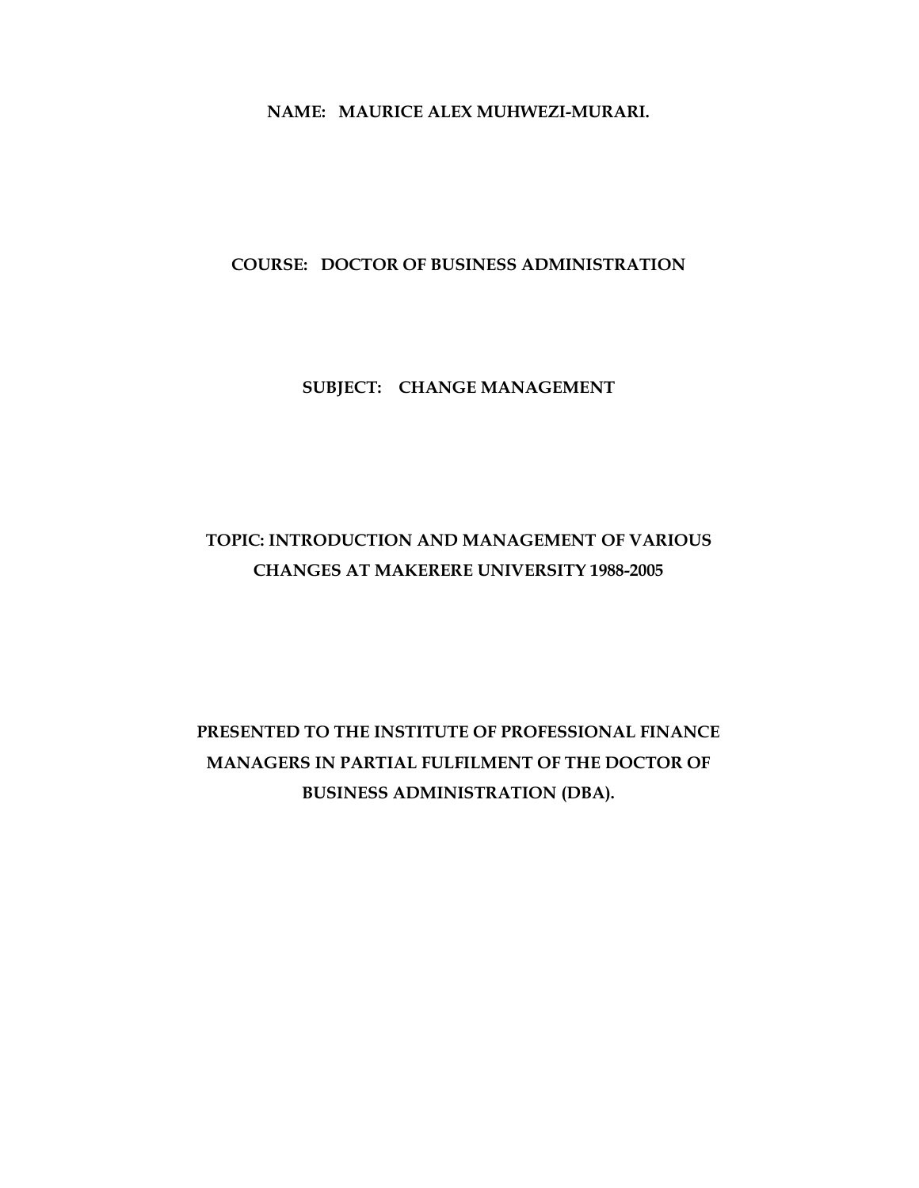**NAME: MAURICE ALEX MUHWEZI-MURARI.**

**COURSE: DOCTOR OF BUSINESS ADMINISTRATION**

**SUBJECT: CHANGE MANAGEMENT**

**TOPIC: INTRODUCTION AND MANAGEMENT OF VARIOUS CHANGES AT MAKERERE UNIVERSITY 1988-2005**

**PRESENTED TO THE INSTITUTE OF PROFESSIONAL FINANCE MANAGERS IN PARTIAL FULFILMENT OF THE DOCTOR OF BUSINESS ADMINISTRATION (DBA).**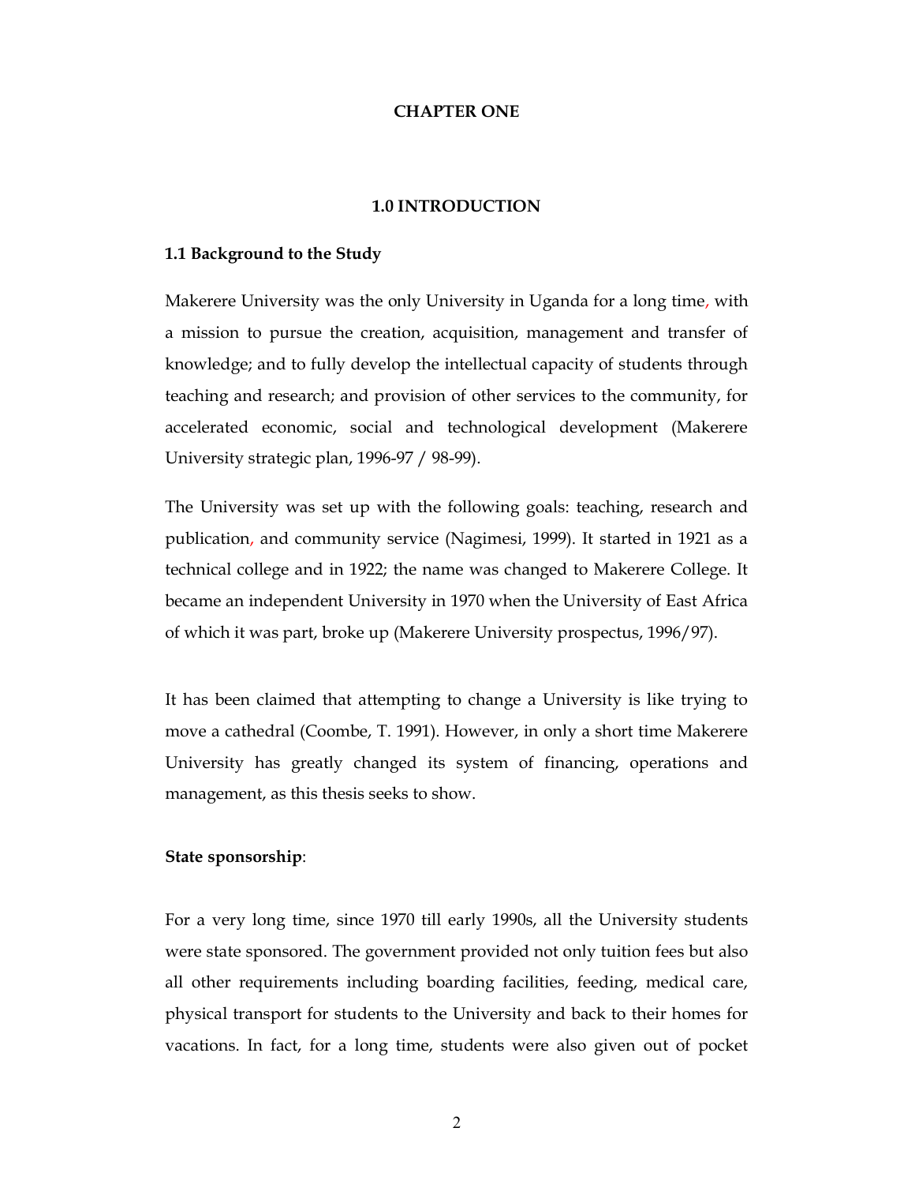# CHAPTER ONE

## 1.0 INTRODUCTION

### 1.1 Background to the Study

Makerere University was the only University in Uganda for a long time, with a mission to pursue the creation, acquisition, management and transfer of knowledge; and to fully develop the intellectual capacity of students through teaching and research; and provision of other services to the community, for accelerated economic, social and technological development (Makerere University strategic plan, 1996-97 / 98-99).

The University was set up with the following goals: teaching, research and publication, and community service (Nagimesi, 1999). It started in 1921 as a technical college and in 1922; the name was changed to Makerere College. It became an independent University in 1970 when the University of East Africa of which it was part, broke up (Makerere University prospectus, 1996/97).

It has been claimed that attempting to change a University is like trying to move a cathedral (Coombe, T. 1991). However, in only a short time Makerere University has greatly changed its system of financing, operations and management, as this thesis seeks to show.

**State sponsorship**:

For a very long time, since 1970 till early 1990s, all the University students were state sponsored. The government provided not only tuition fees but also all other requirements including boarding facilities, feeding, medical care, physical transport for students to the University and back to their homes for vacations. In fact, for a long time, students were also given out of pocket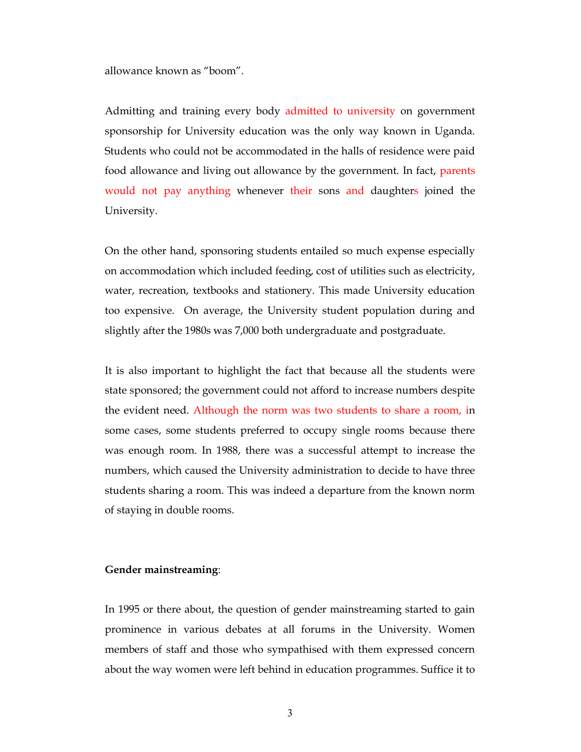allowance known as "boom".

Admitting and training every body admitted to university on government sponsorship for University education was the only way known in Uganda. Students who could not be accommodated in the halls of residence were paid food allowance and living out allowance by the government. In fact, parents would not pay anything whenever their sons and daughters joined the University.

On the other hand, sponsoring students entailed so much expense especially on accommodation which included feeding, cost of utilities such as electricity, water, recreation, textbooks and stationery. This made University education too expensive. On average, the University student population during and slightly after the 1980s was 7,000 both undergraduate and postgraduate.

It is also important to highlight the fact that because all the students were state sponsored; the government could not afford to increase numbers despite the evident need. Although the norm was two students to share a room, in some cases, some students preferred to occupy single rooms because there was enough room. In 1988, there was a successful attempt to increase the numbers, which caused the University administration to decide to have three students sharing a room. This was indeed a departure from the known norm of staying in double rooms.

**Gender mainstreaming**:

In 1995 or there about, the question of gender mainstreaming started to gain prominence in various debates at all forums in the University. Women members of staff and those who sympathised with them expressed concern about the way women were left behind in education programmes. Suffice it to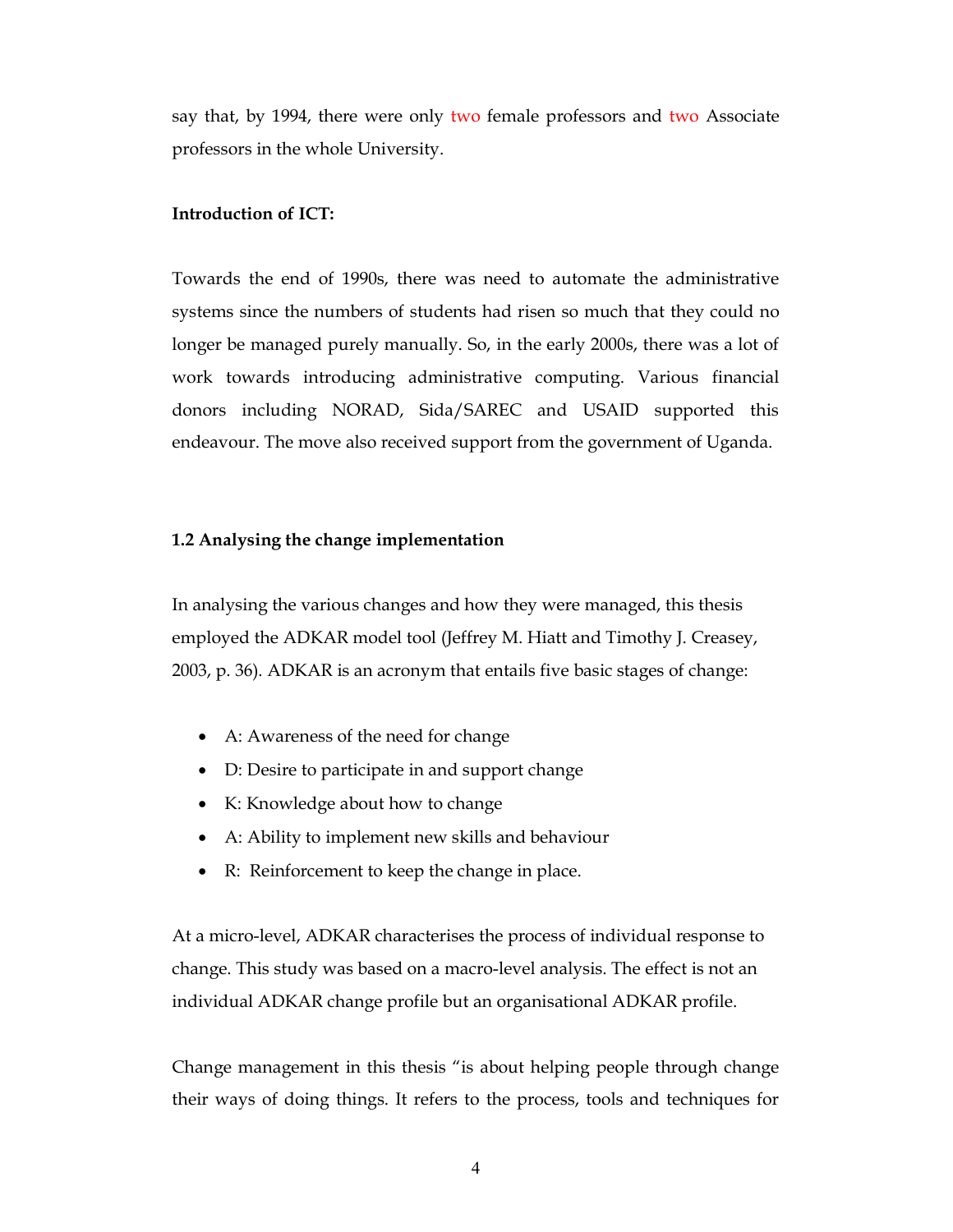say that, by 1994, there were only two female professors and two Associate professors in the whole University.

**Introduction of ICT:**

Towards the end of 1990s, there was need to automate the administrative systems since the numbers of students had risen so much that they could no longer be managed purely manually. So, in the early 2000s, there was a lot of work towards introducing administrative computing. Various financial donors including NORAD, Sida/SAREC and USAID supported this endeavour. The move also received support from the government of Uganda.

### 1.2 Analysing the change implementation

In analysing the various changes and how they were managed, this thesis employed the ADKAR model tool (Jeffrey M. Hiatt and Timothy J. Creasey, 2003, p. 36). ADKAR is an acronym that entails five basic stages of change:

- A: Awareness of the need for change
- D: Desire to participate in and support change
- K: Knowledge about how to change
- A: Ability to implement new skills and behaviour
- R: Reinforcement to keep the change in place.

At a micro-level, ADKAR characterises the process of individual response to change. This study was based on a macro-level analysis. The effect is not an individual ADKAR change profile but an organisational ADKAR profile.

Change management in this thesis "is about helping people through change their ways of doing things. It refers to the process, tools and techniques for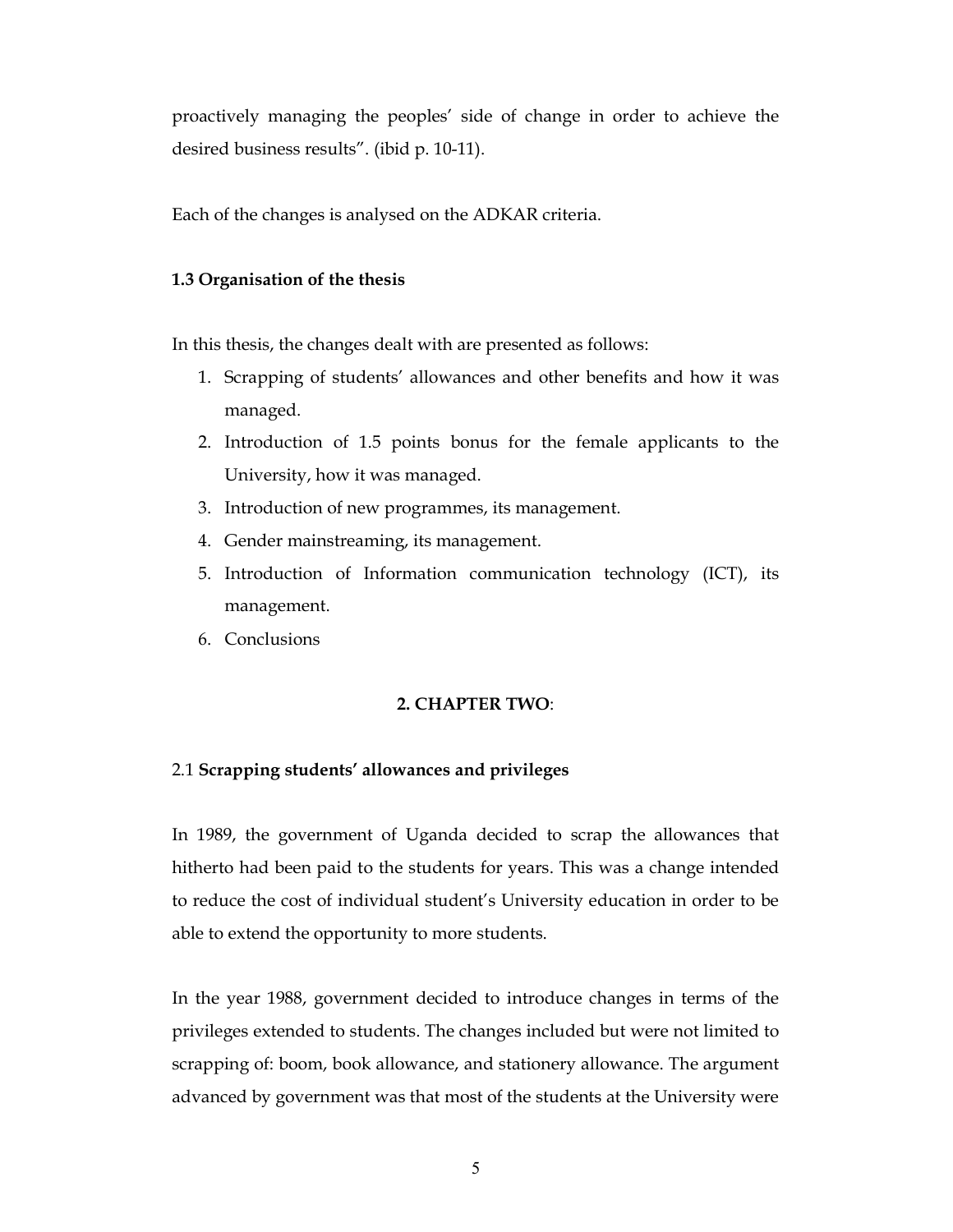proactively managing the peoples' side of change in order to achieve the desired business results". (ibid p. 10-11).

Each of the changes is analysed on the ADKAR criteria.

### 1.3 Organisation of the thesis

In this thesis, the changes dealt with are presented as follows:

1. Scrapping of students' allowances and other benefits and how it was managed.
2. Introduction of 1.5 points bonus for the female applicants to the University, how it was managed.
3. Introduction of new programmes, its management.
4. Gender mainstreaming, its management.
5. Introduction of Information communication technology (ICT), its management.
6. Conclusions

## 2. CHAPTER TWO:

### 2.1 **Scrapping students' allowances and privileges**

In 1989, the government of Uganda decided to scrap the allowances that hitherto had been paid to the students for years. This was a change intended to reduce the cost of individual student's University education in order to be able to extend the opportunity to more students.

In the year 1988, government decided to introduce changes in terms of the privileges extended to students. The changes included but were not limited to scrapping of: boom, book allowance, and stationery allowance. The argument advanced by government was that most of the students at the University were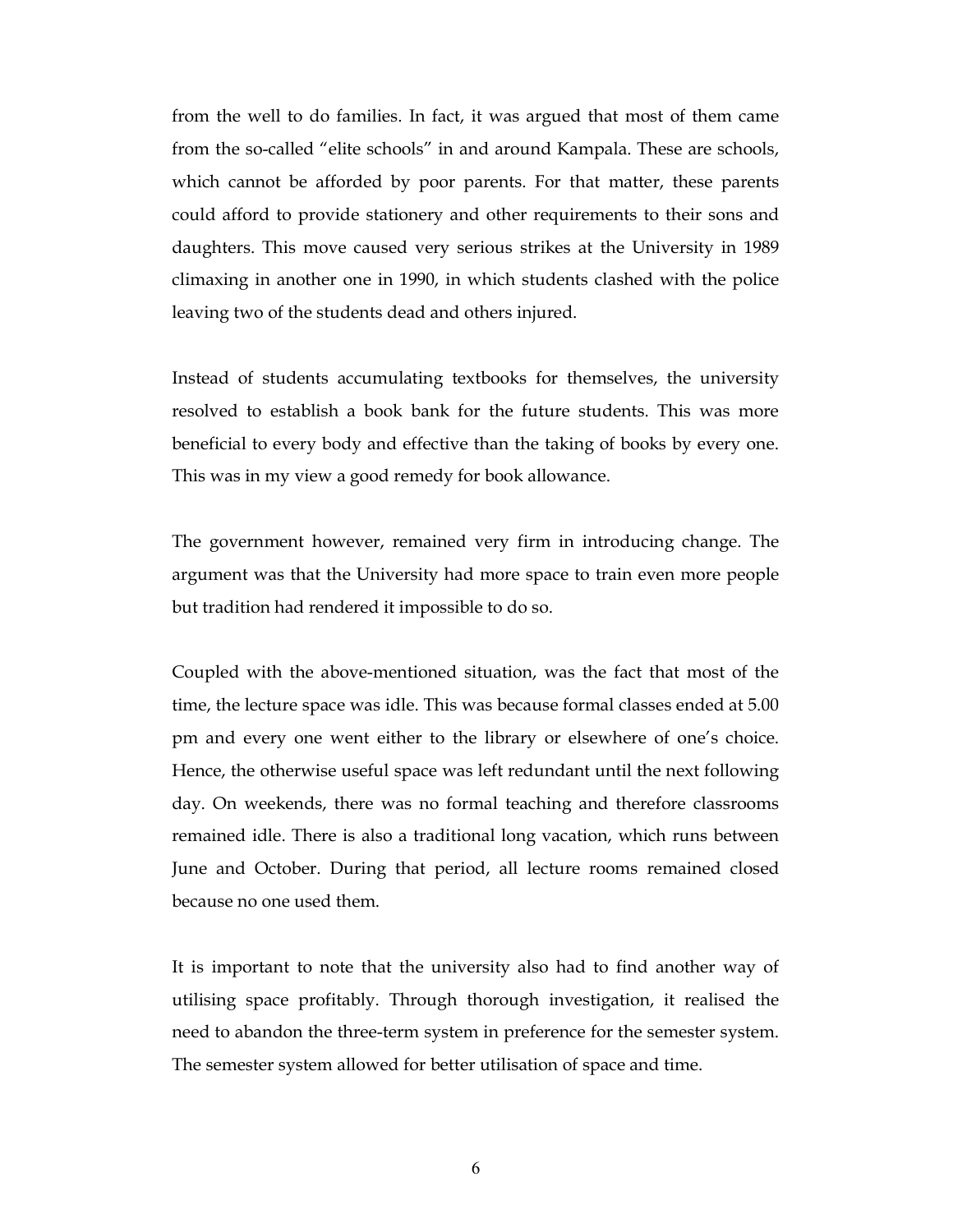from the well to do families. In fact, it was argued that most of them came from the so-called "elite schools" in and around Kampala. These are schools, which cannot be afforded by poor parents. For that matter, these parents could afford to provide stationery and other requirements to their sons and daughters. This move caused very serious strikes at the University in 1989 climaxing in another one in 1990, in which students clashed with the police leaving two of the students dead and others injured.

Instead of students accumulating textbooks for themselves, the university resolved to establish a book bank for the future students. This was more beneficial to every body and effective than the taking of books by every one. This was in my view a good remedy for book allowance.

The government however, remained very firm in introducing change. The argument was that the University had more space to train even more people but tradition had rendered it impossible to do so.

Coupled with the above-mentioned situation, was the fact that most of the time, the lecture space was idle. This was because formal classes ended at 5.00 pm and every one went either to the library or elsewhere of one's choice. Hence, the otherwise useful space was left redundant until the next following day. On weekends, there was no formal teaching and therefore classrooms remained idle. There is also a traditional long vacation, which runs between June and October. During that period, all lecture rooms remained closed because no one used them.

It is important to note that the university also had to find another way of utilising space profitably. Through thorough investigation, it realised the need to abandon the three-term system in preference for the semester system. The semester system allowed for better utilisation of space and time.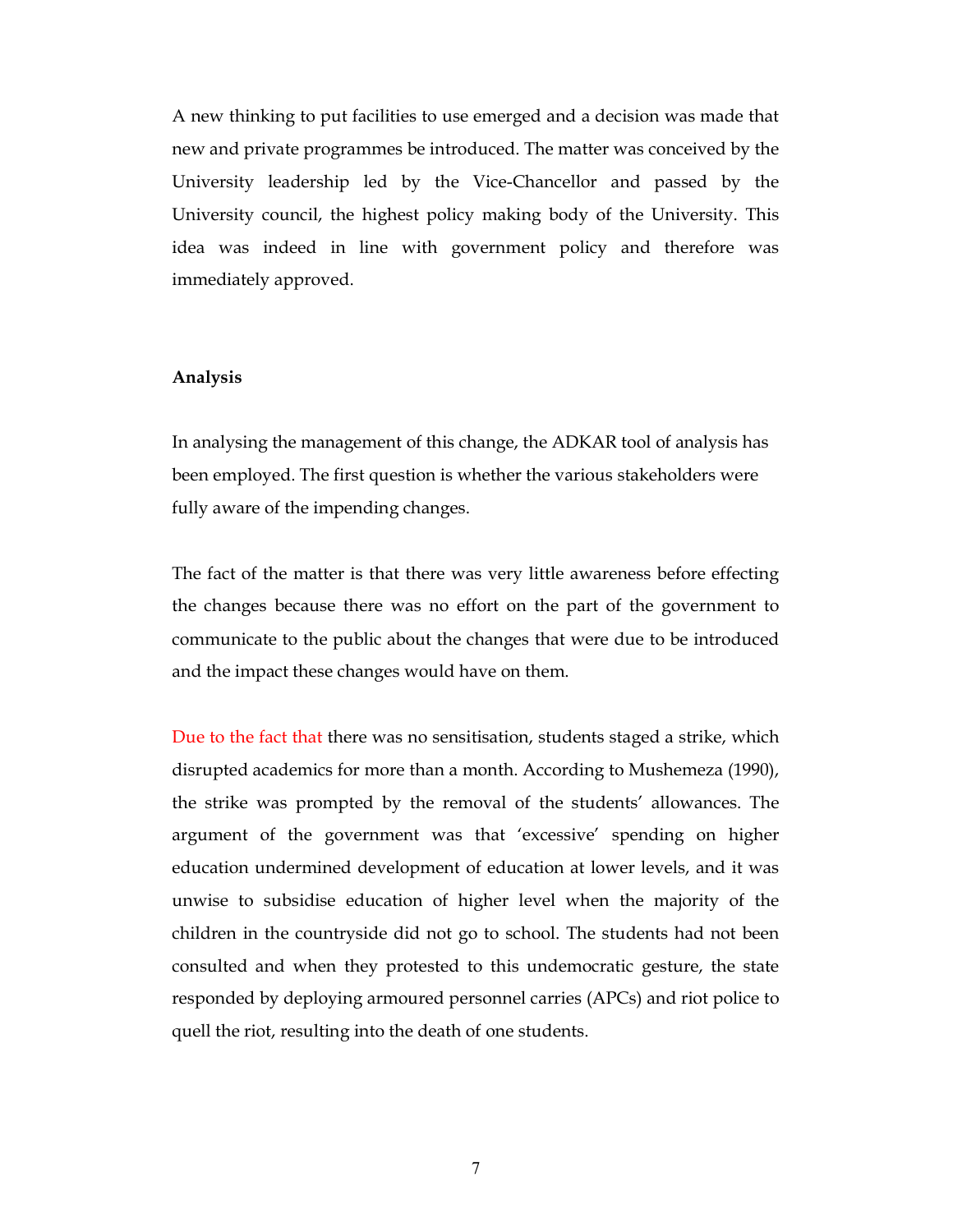A new thinking to put facilities to use emerged and a decision was made that new and private programmes be introduced. The matter was conceived by the University leadership led by the Vice-Chancellor and passed by the University council, the highest policy making body of the University. This idea was indeed in line with government policy and therefore was immediately approved.

**Analysis**

In analysing the management of this change, the ADKAR tool of analysis has been employed. The first question is whether the various stakeholders were fully aware of the impending changes.

The fact of the matter is that there was very little awareness before effecting the changes because there was no effort on the part of the government to communicate to the public about the changes that were due to be introduced and the impact these changes would have on them.

Due to the fact that there was no sensitisation, students staged a strike, which disrupted academics for more than a month. According to Mushemeza (1990), the strike was prompted by the removal of the students' allowances. The argument of the government was that 'excessive' spending on higher education undermined development of education at lower levels, and it was unwise to subsidise education of higher level when the majority of the children in the countryside did not go to school. The students had not been consulted and when they protested to this undemocratic gesture, the state responded by deploying armoured personnel carries (APCs) and riot police to quell the riot, resulting into the death of one students.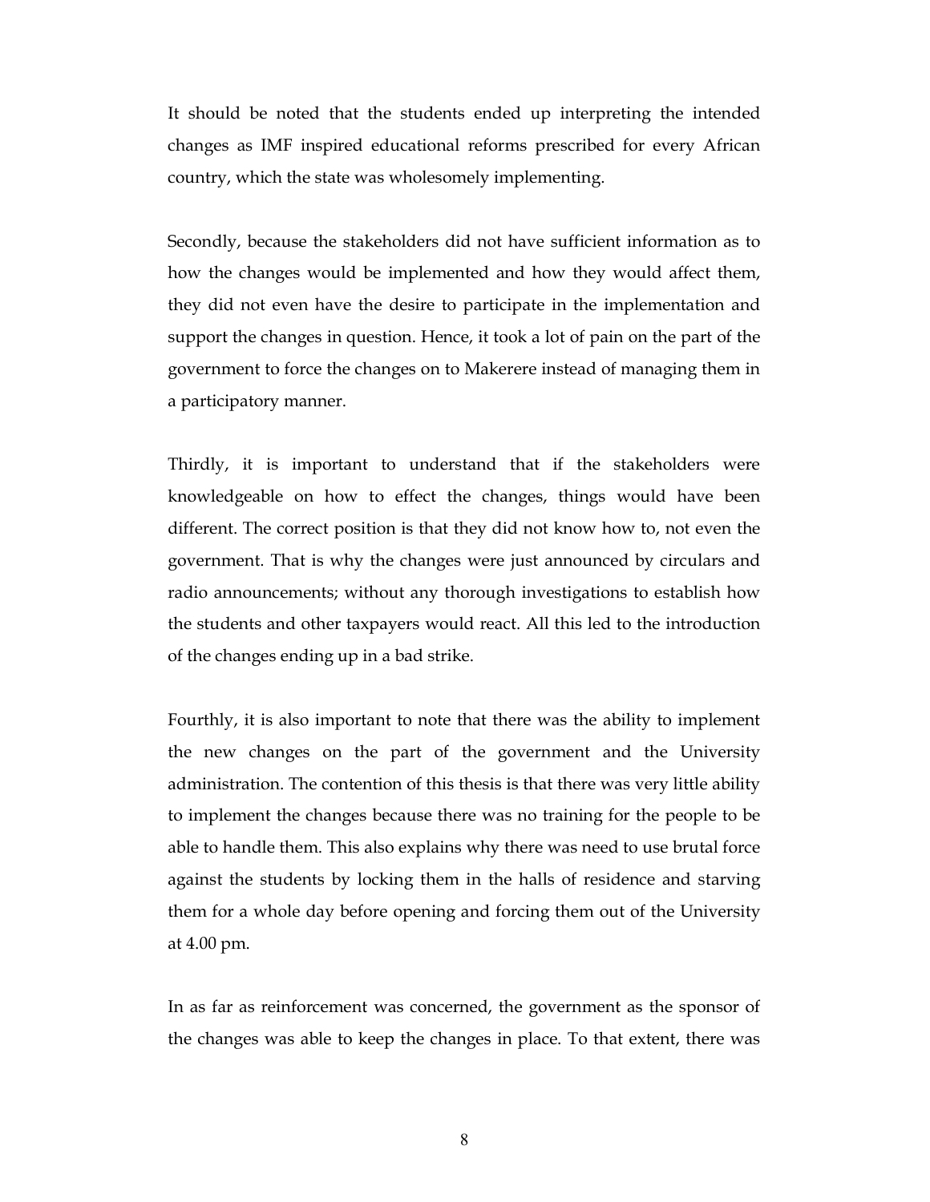It should be noted that the students ended up interpreting the intended changes as IMF inspired educational reforms prescribed for every African country, which the state was wholesomely implementing.

Secondly, because the stakeholders did not have sufficient information as to how the changes would be implemented and how they would affect them, they did not even have the desire to participate in the implementation and support the changes in question. Hence, it took a lot of pain on the part of the government to force the changes on to Makerere instead of managing them in a participatory manner.

Thirdly, it is important to understand that if the stakeholders were knowledgeable on how to effect the changes, things would have been different. The correct position is that they did not know how to, not even the government. That is why the changes were just announced by circulars and radio announcements; without any thorough investigations to establish how the students and other taxpayers would react. All this led to the introduction of the changes ending up in a bad strike.

Fourthly, it is also important to note that there was the ability to implement the new changes on the part of the government and the University administration. The contention of this thesis is that there was very little ability to implement the changes because there was no training for the people to be able to handle them. This also explains why there was need to use brutal force against the students by locking them in the halls of residence and starving them for a whole day before opening and forcing them out of the University at 4.00 pm.

In as far as reinforcement was concerned, the government as the sponsor of the changes was able to keep the changes in place. To that extent, there was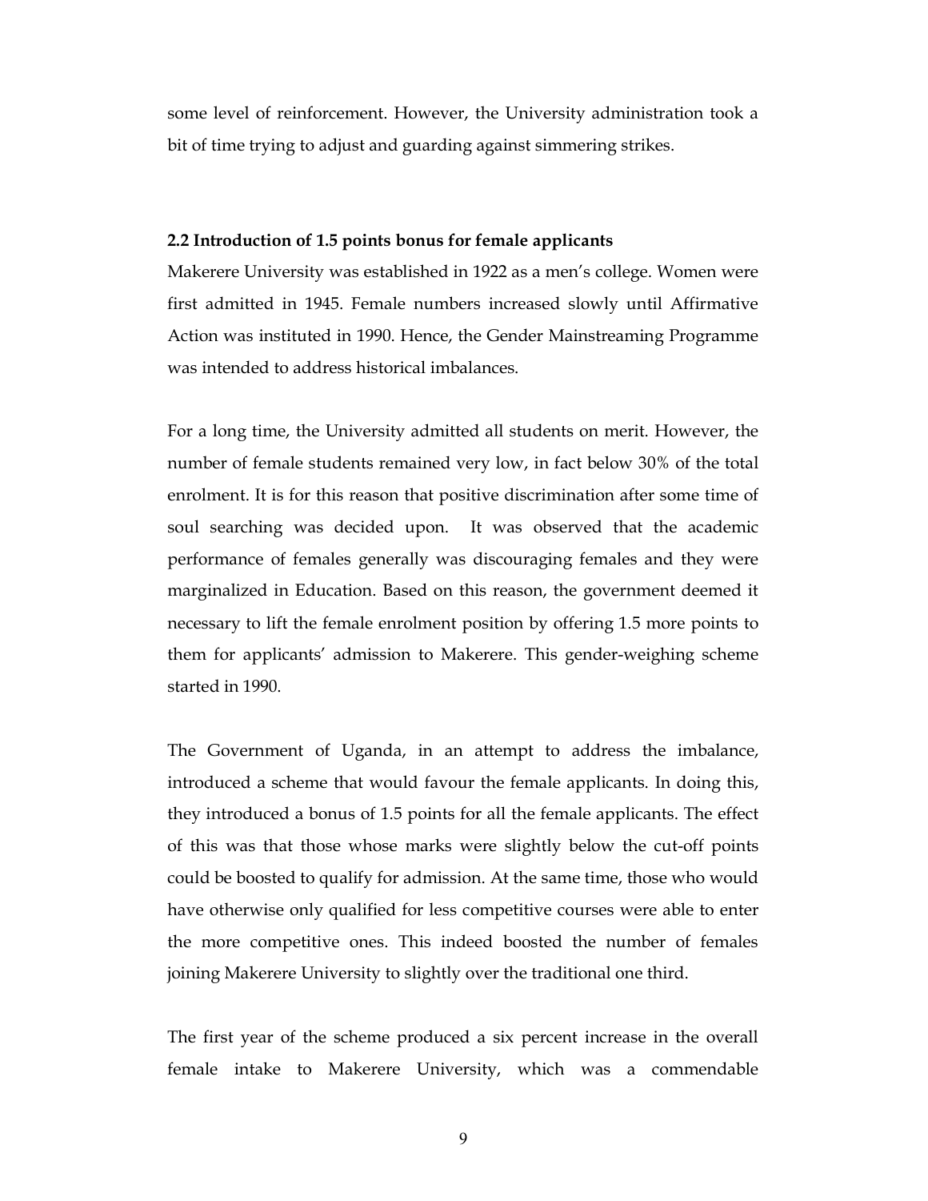some level of reinforcement. However, the University administration took a bit of time trying to adjust and guarding against simmering strikes.

**2.2 Introduction of 1.5 points bonus for female applicants**

Makerere University was established in 1922 as a men's college. Women were first admitted in 1945. Female numbers increased slowly until Affirmative Action was instituted in 1990. Hence, the Gender Mainstreaming Programme was intended to address historical imbalances.

For a long time, the University admitted all students on merit. However, the number of female students remained very low, in fact below 30% of the total enrolment. It is for this reason that positive discrimination after some time of soul searching was decided upon. It was observed that the academic performance of females generally was discouraging females and they were marginalized in Education. Based on this reason, the government deemed it necessary to lift the female enrolment position by offering 1.5 more points to them for applicants' admission to Makerere. This gender-weighing scheme started in 1990.

The Government of Uganda, in an attempt to address the imbalance, introduced a scheme that would favour the female applicants. In doing this, they introduced a bonus of 1.5 points for all the female applicants. The effect of this was that those whose marks were slightly below the cut-off points could be boosted to qualify for admission. At the same time, those who would have otherwise only qualified for less competitive courses were able to enter the more competitive ones. This indeed boosted the number of females joining Makerere University to slightly over the traditional one third.

The first year of the scheme produced a six percent increase in the overall female intake to Makerere University, which was a commendable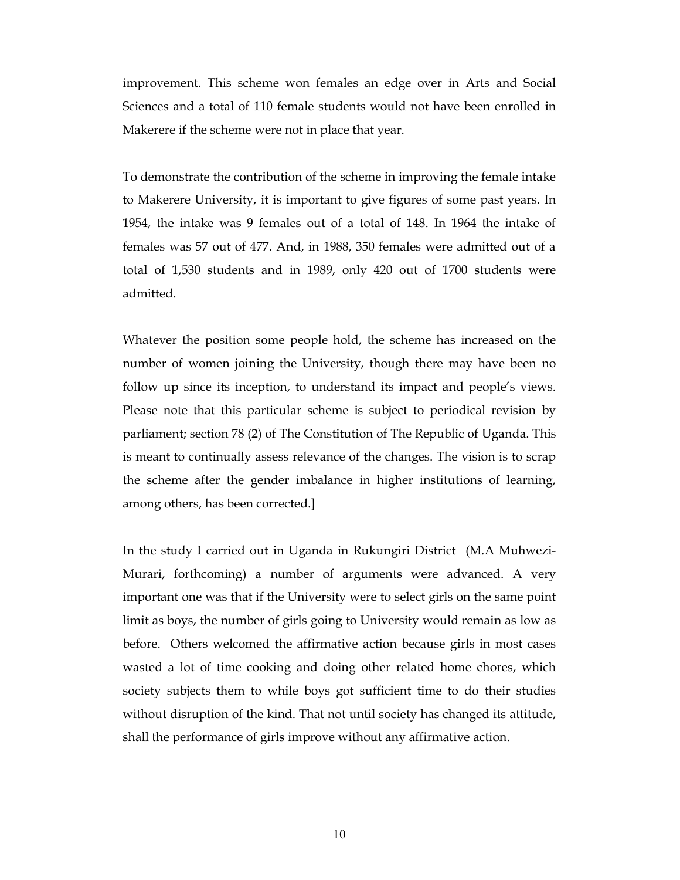improvement. This scheme won females an edge over in Arts and Social Sciences and a total of 110 female students would not have been enrolled in Makerere if the scheme were not in place that year.

To demonstrate the contribution of the scheme in improving the female intake to Makerere University, it is important to give figures of some past years. In 1954, the intake was 9 females out of a total of 148. In 1964 the intake of females was 57 out of 477. And, in 1988, 350 females were admitted out of a total of 1,530 students and in 1989, only 420 out of 1700 students were admitted.

Whatever the position some people hold, the scheme has increased on the number of women joining the University, though there may have been no follow up since its inception, to understand its impact and people's views. Please note that this particular scheme is subject to periodical revision by parliament; section 78 (2) of The Constitution of The Republic of Uganda. This is meant to continually assess relevance of the changes. The vision is to scrap the scheme after the gender imbalance in higher institutions of learning, among others, has been corrected.]

In the study I carried out in Uganda in Rukungiri District (M.A Muhwezi-Murari, forthcoming) a number of arguments were advanced. A very important one was that if the University were to select girls on the same point limit as boys, the number of girls going to University would remain as low as before. Others welcomed the affirmative action because girls in most cases wasted a lot of time cooking and doing other related home chores, which society subjects them to while boys got sufficient time to do their studies without disruption of the kind. That not until society has changed its attitude, shall the performance of girls improve without any affirmative action.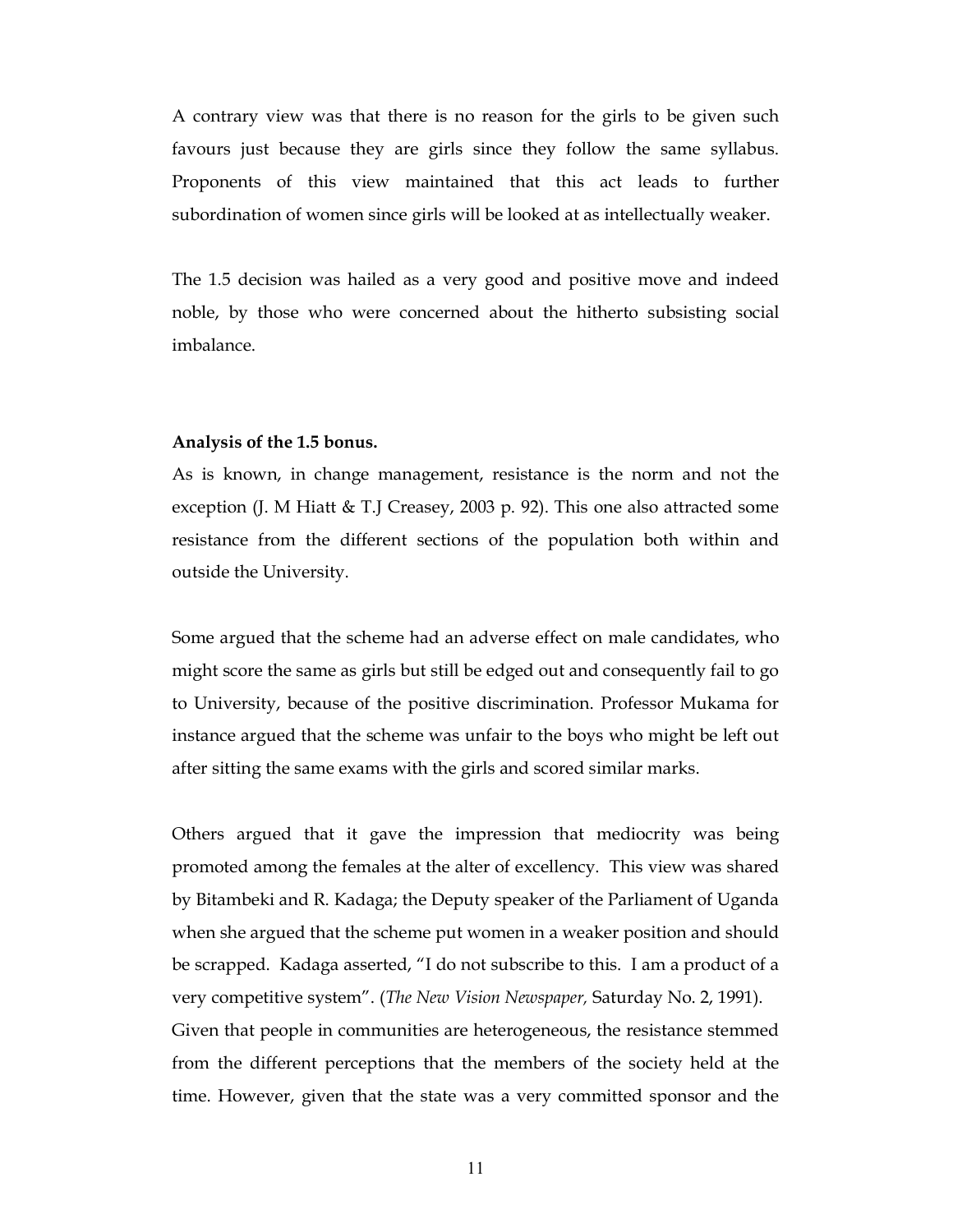A contrary view was that there is no reason for the girls to be given such favours just because they are girls since they follow the same syllabus. Proponents of this view maintained that this act leads to further subordination of women since girls will be looked at as intellectually weaker.

The 1.5 decision was hailed as a very good and positive move and indeed noble, by those who were concerned about the hitherto subsisting social imbalance.

**Analysis of the 1.5 bonus.**

As is known, in change management, resistance is the norm and not the exception (J. M Hiatt & T.J Creasey, 2003 p. 92). This one also attracted some resistance from the different sections of the population both within and outside the University.

Some argued that the scheme had an adverse effect on male candidates, who might score the same as girls but still be edged out and consequently fail to go to University, because of the positive discrimination. Professor Mukama for instance argued that the scheme was unfair to the boys who might be left out after sitting the same exams with the girls and scored similar marks.

Others argued that it gave the impression that mediocrity was being promoted among the females at the alter of excellency. This view was shared by Bitambeki and R. Kadaga; the Deputy speaker of the Parliament of Uganda when she argued that the scheme put women in a weaker position and should be scrapped. Kadaga asserted, "I do not subscribe to this. I am a product of a very competitive system". (*The New Vision Newspaper,* Saturday No. 2, 1991).

Given that people in communities are heterogeneous, the resistance stemmed from the different perceptions that the members of the society held at the time. However, given that the state was a very committed sponsor and the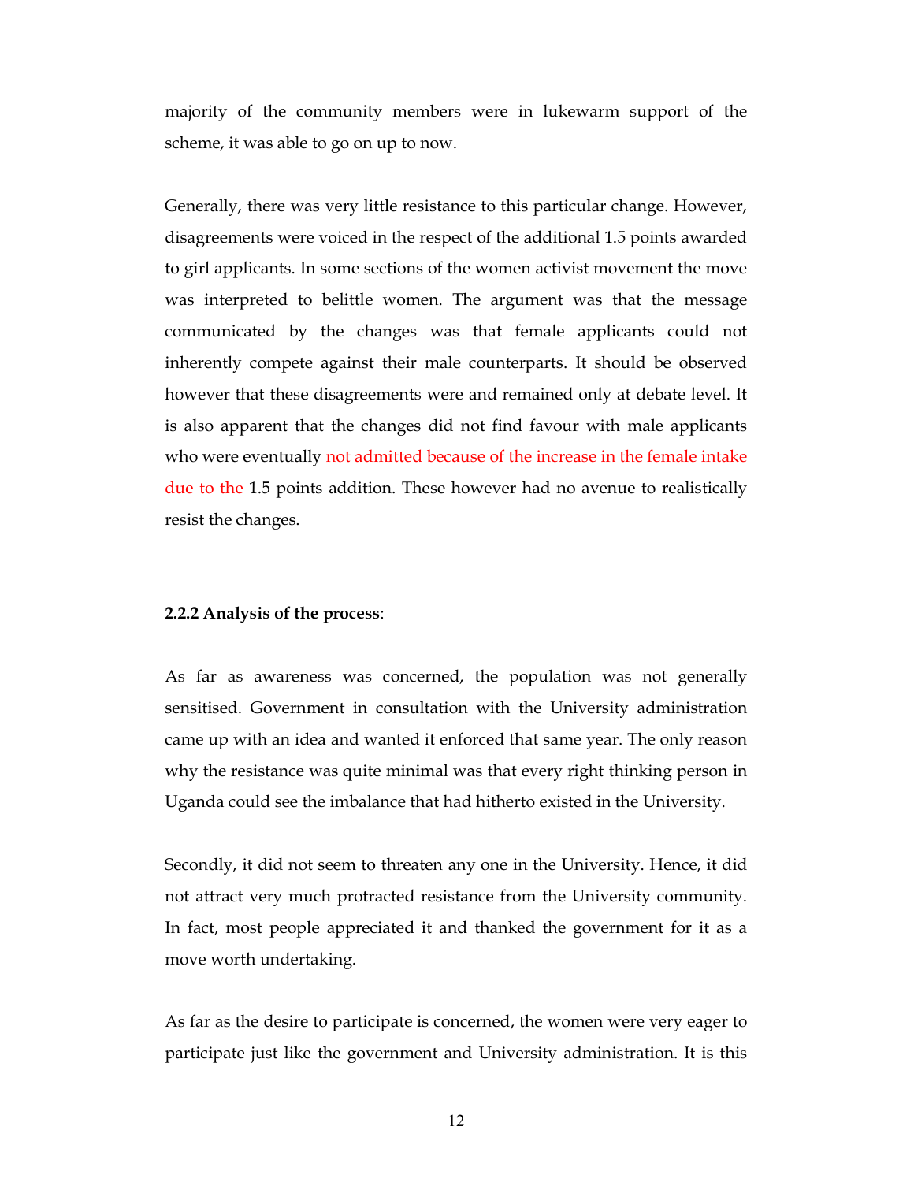majority of the community members were in lukewarm support of the scheme, it was able to go on up to now.

Generally, there was very little resistance to this particular change. However, disagreements were voiced in the respect of the additional 1.5 points awarded to girl applicants. In some sections of the women activist movement the move was interpreted to belittle women. The argument was that the message communicated by the changes was that female applicants could not inherently compete against their male counterparts. It should be observed however that these disagreements were and remained only at debate level. It is also apparent that the changes did not find favour with male applicants who were eventually not admitted because of the increase in the female intake due to the 1.5 points addition. These however had no avenue to realistically resist the changes.

**2.2.2 Analysis of the process**:

As far as awareness was concerned, the population was not generally sensitised. Government in consultation with the University administration came up with an idea and wanted it enforced that same year. The only reason why the resistance was quite minimal was that every right thinking person in Uganda could see the imbalance that had hitherto existed in the University.

Secondly, it did not seem to threaten any one in the University. Hence, it did not attract very much protracted resistance from the University community. In fact, most people appreciated it and thanked the government for it as a move worth undertaking.

As far as the desire to participate is concerned, the women were very eager to participate just like the government and University administration. It is this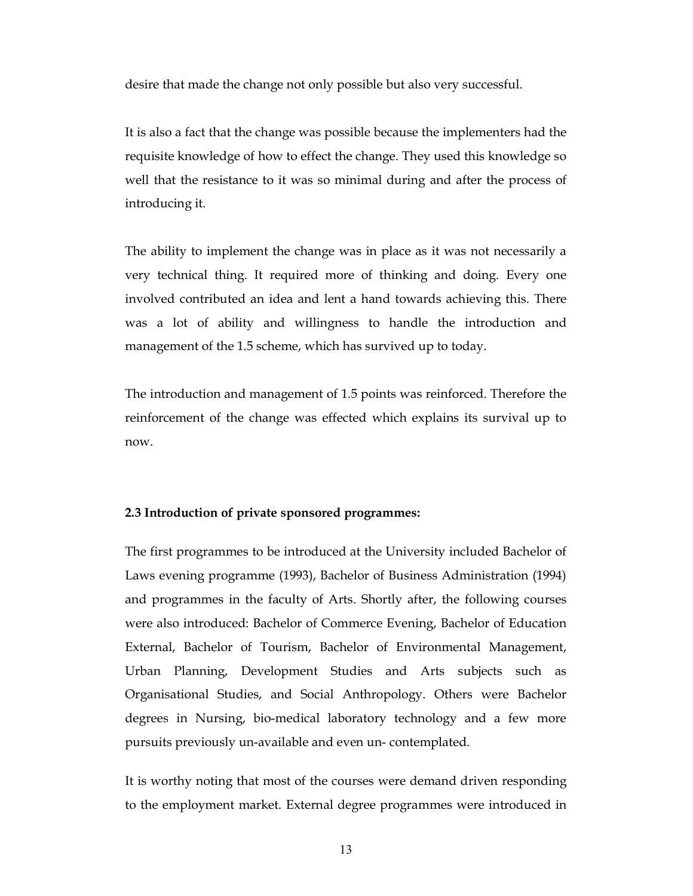desire that made the change not only possible but also very successful.

It is also a fact that the change was possible because the implementers had the requisite knowledge of how to effect the change. They used this knowledge so well that the resistance to it was so minimal during and after the process of introducing it.

The ability to implement the change was in place as it was not necessarily a very technical thing. It required more of thinking and doing. Every one involved contributed an idea and lent a hand towards achieving this. There was a lot of ability and willingness to handle the introduction and management of the 1.5 scheme, which has survived up to today.

The introduction and management of 1.5 points was reinforced. Therefore the reinforcement of the change was effected which explains its survival up to now.

### 2.3 Introduction of private sponsored programmes:

The first programmes to be introduced at the University included Bachelor of Laws evening programme (1993), Bachelor of Business Administration (1994) and programmes in the faculty of Arts. Shortly after, the following courses were also introduced: Bachelor of Commerce Evening, Bachelor of Education External, Bachelor of Tourism, Bachelor of Environmental Management, Urban Planning, Development Studies and Arts subjects such as Organisational Studies, and Social Anthropology. Others were Bachelor degrees in Nursing, bio-medical laboratory technology and a few more pursuits previously un-available and even un- contemplated.

It is worthy noting that most of the courses were demand driven responding to the employment market. External degree programmes were introduced in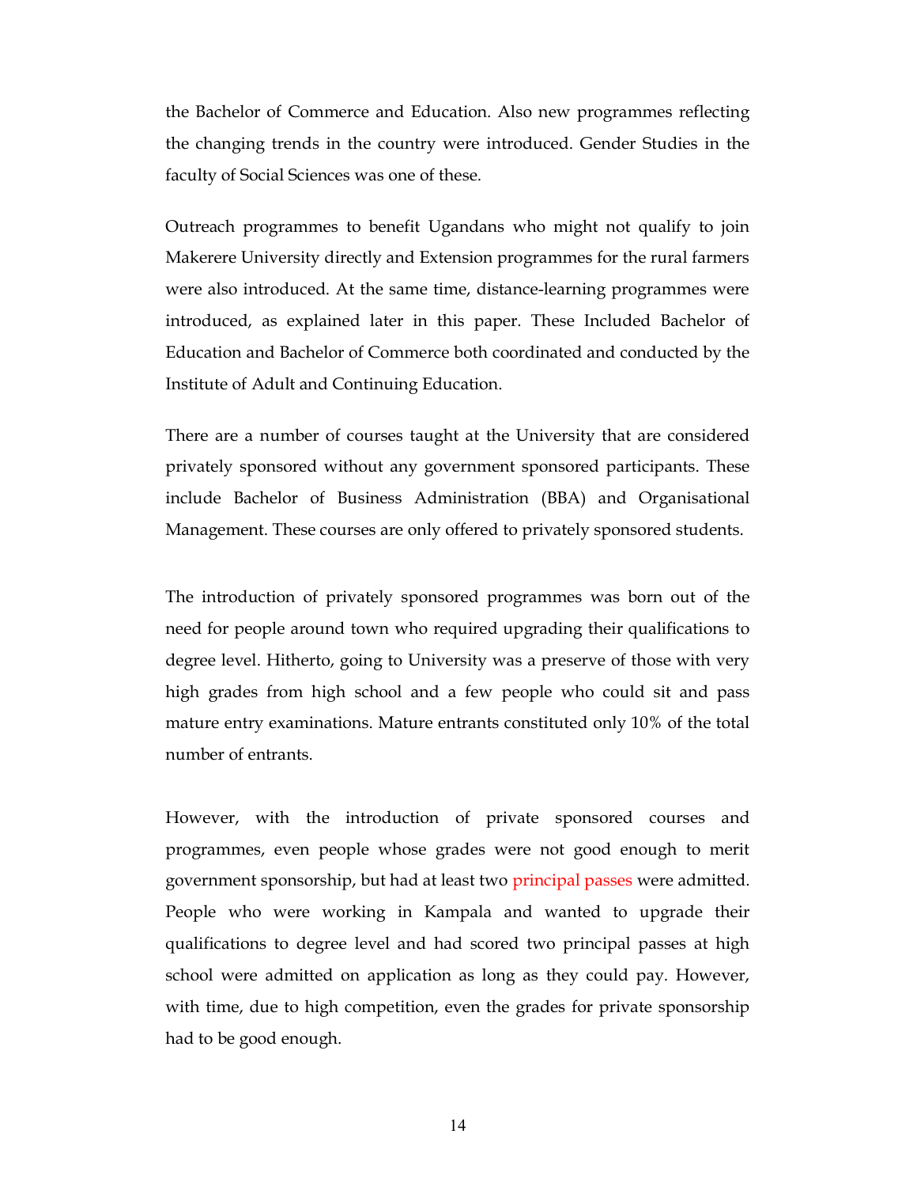the Bachelor of Commerce and Education. Also new programmes reflecting the changing trends in the country were introduced. Gender Studies in the faculty of Social Sciences was one of these.

Outreach programmes to benefit Ugandans who might not qualify to join Makerere University directly and Extension programmes for the rural farmers were also introduced. At the same time, distance-learning programmes were introduced, as explained later in this paper. These Included Bachelor of Education and Bachelor of Commerce both coordinated and conducted by the Institute of Adult and Continuing Education.

There are a number of courses taught at the University that are considered privately sponsored without any government sponsored participants. These include Bachelor of Business Administration (BBA) and Organisational Management. These courses are only offered to privately sponsored students.

The introduction of privately sponsored programmes was born out of the need for people around town who required upgrading their qualifications to degree level. Hitherto, going to University was a preserve of those with very high grades from high school and a few people who could sit and pass mature entry examinations. Mature entrants constituted only 10% of the total number of entrants.

However, with the introduction of private sponsored courses and programmes, even people whose grades were not good enough to merit government sponsorship, but had at least two principal passes were admitted. People who were working in Kampala and wanted to upgrade their qualifications to degree level and had scored two principal passes at high school were admitted on application as long as they could pay. However, with time, due to high competition, even the grades for private sponsorship had to be good enough.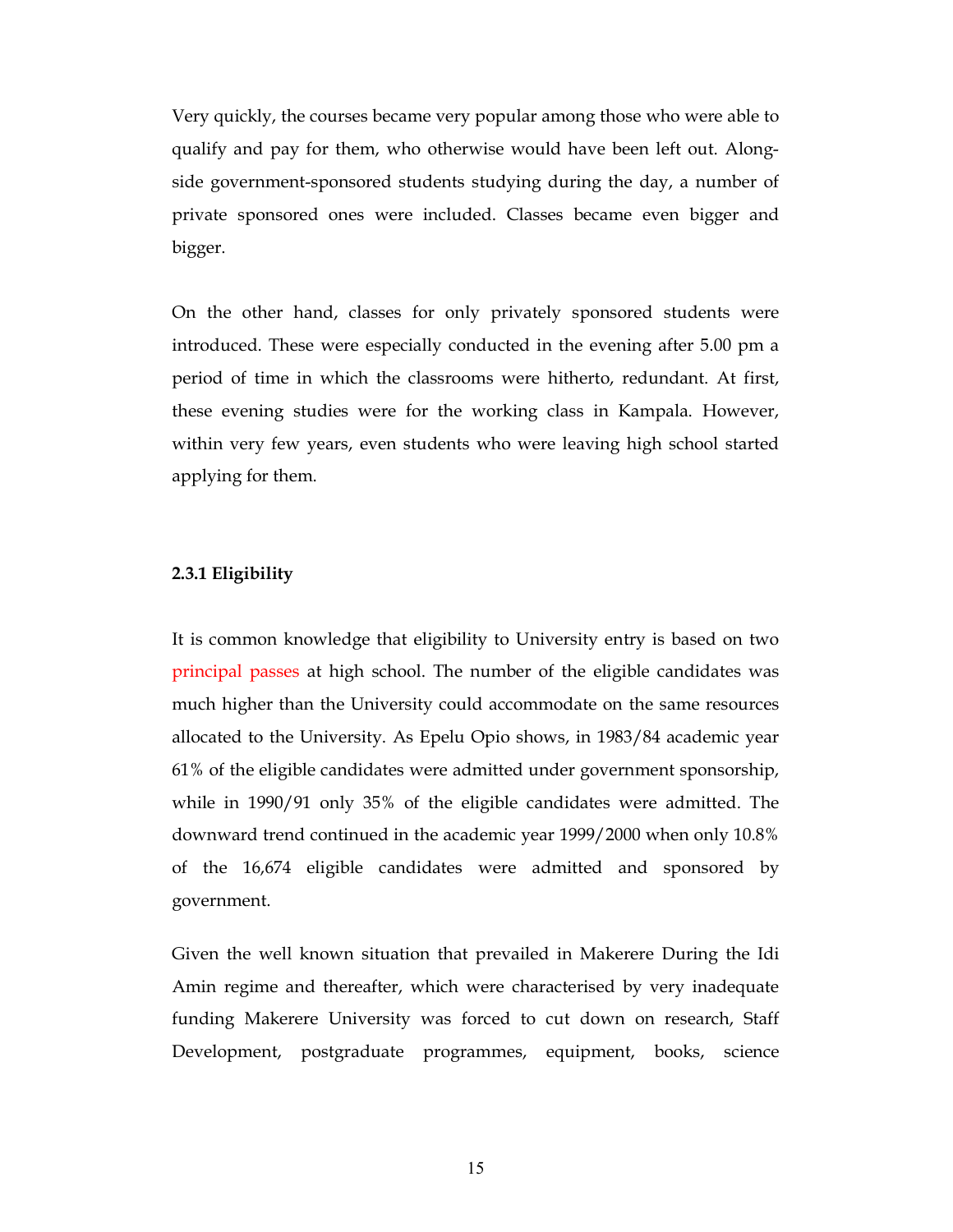Very quickly, the courses became very popular among those who were able to qualify and pay for them, who otherwise would have been left out. Alongside government-sponsored students studying during the day, a number of private sponsored ones were included. Classes became even bigger and bigger.

On the other hand, classes for only privately sponsored students were introduced. These were especially conducted in the evening after 5.00 pm a period of time in which the classrooms were hitherto, redundant. At first, these evening studies were for the working class in Kampala. However, within very few years, even students who were leaving high school started applying for them.

### 2.3.1 Eligibility

It is common knowledge that eligibility to University entry is based on two principal passes at high school. The number of the eligible candidates was much higher than the University could accommodate on the same resources allocated to the University. As Epelu Opio shows, in 1983/84 academic year 61% of the eligible candidates were admitted under government sponsorship, while in 1990/91 only 35% of the eligible candidates were admitted. The downward trend continued in the academic year 1999/2000 when only 10.8% of the 16,674 eligible candidates were admitted and sponsored by government.

Given the well known situation that prevailed in Makerere During the Idi Amin regime and thereafter, which were characterised by very inadequate funding Makerere University was forced to cut down on research, Staff Development, postgraduate programmes, equipment, books, science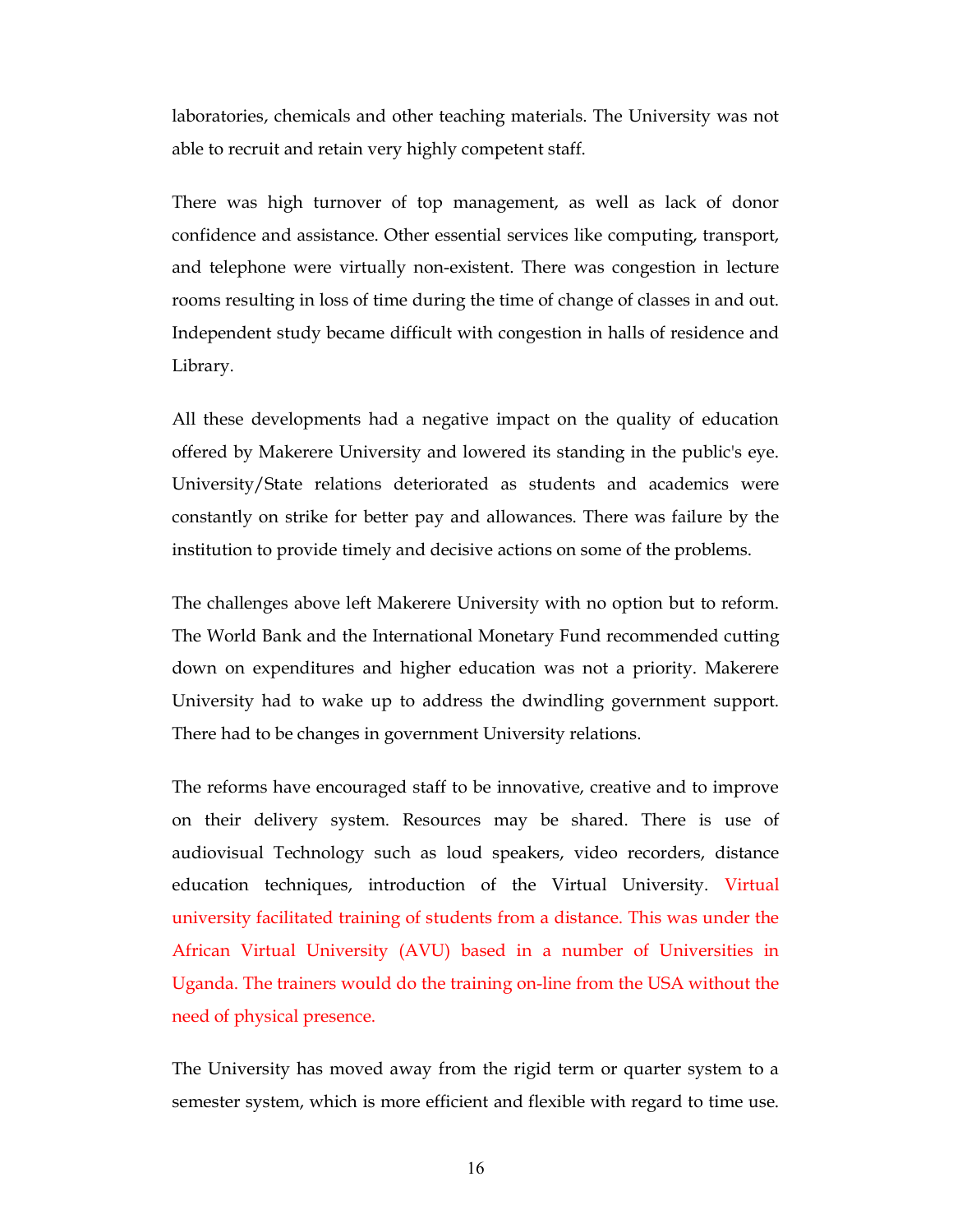laboratories, chemicals and other teaching materials. The University was not able to recruit and retain very highly competent staff.

There was high turnover of top management, as well as lack of donor confidence and assistance. Other essential services like computing, transport, and telephone were virtually non-existent. There was congestion in lecture rooms resulting in loss of time during the time of change of classes in and out. Independent study became difficult with congestion in halls of residence and Library.

All these developments had a negative impact on the quality of education offered by Makerere University and lowered its standing in the public's eye. University/State relations deteriorated as students and academics were constantly on strike for better pay and allowances. There was failure by the institution to provide timely and decisive actions on some of the problems.

The challenges above left Makerere University with no option but to reform. The World Bank and the International Monetary Fund recommended cutting down on expenditures and higher education was not a priority. Makerere University had to wake up to address the dwindling government support. There had to be changes in government University relations.

The reforms have encouraged staff to be innovative, creative and to improve on their delivery system. Resources may be shared. There is use of audiovisual Technology such as loud speakers, video recorders, distance education techniques, introduction of the Virtual University. Virtual university facilitated training of students from a distance. This was under the African Virtual University (AVU) based in a number of Universities in Uganda. The trainers would do the training on-line from the USA without the need of physical presence.

The University has moved away from the rigid term or quarter system to a semester system, which is more efficient and flexible with regard to time use.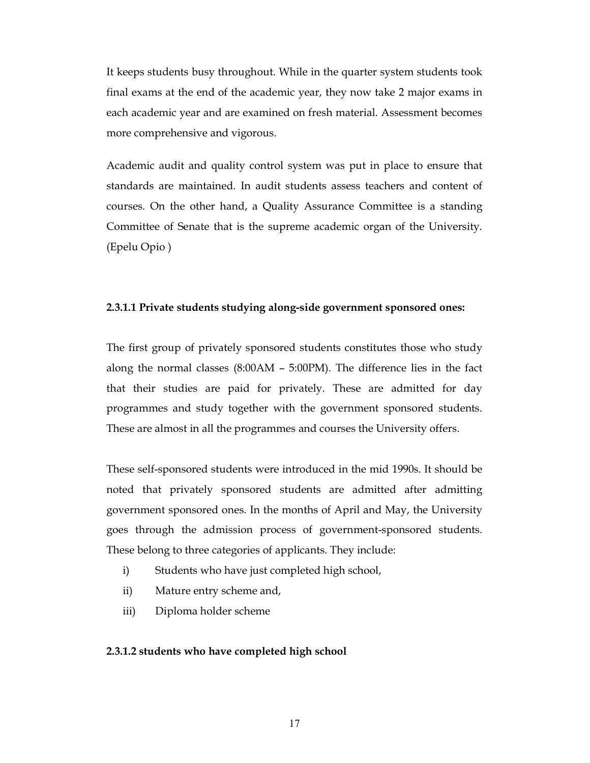It keeps students busy throughout. While in the quarter system students took final exams at the end of the academic year, they now take 2 major exams in each academic year and are examined on fresh material. Assessment becomes more comprehensive and vigorous.

Academic audit and quality control system was put in place to ensure that standards are maintained. In audit students assess teachers and content of courses. On the other hand, a Quality Assurance Committee is a standing Committee of Senate that is the supreme academic organ of the University. (Epelu Opio )

#### 2.3.1.1 Private students studying along-side government sponsored ones:

The first group of privately sponsored students constitutes those who study along the normal classes (8:00AM – 5:00PM). The difference lies in the fact that their studies are paid for privately. These are admitted for day programmes and study together with the government sponsored students. These are almost in all the programmes and courses the University offers.

These self-sponsored students were introduced in the mid 1990s. It should be noted that privately sponsored students are admitted after admitting government sponsored ones. In the months of April and May, the University goes through the admission process of government-sponsored students. These belong to three categories of applicants. They include:

i) Students who have just completed high school,

ii) Mature entry scheme and,

iii) Diploma holder scheme

#### 2.3.1.2 students who have completed high school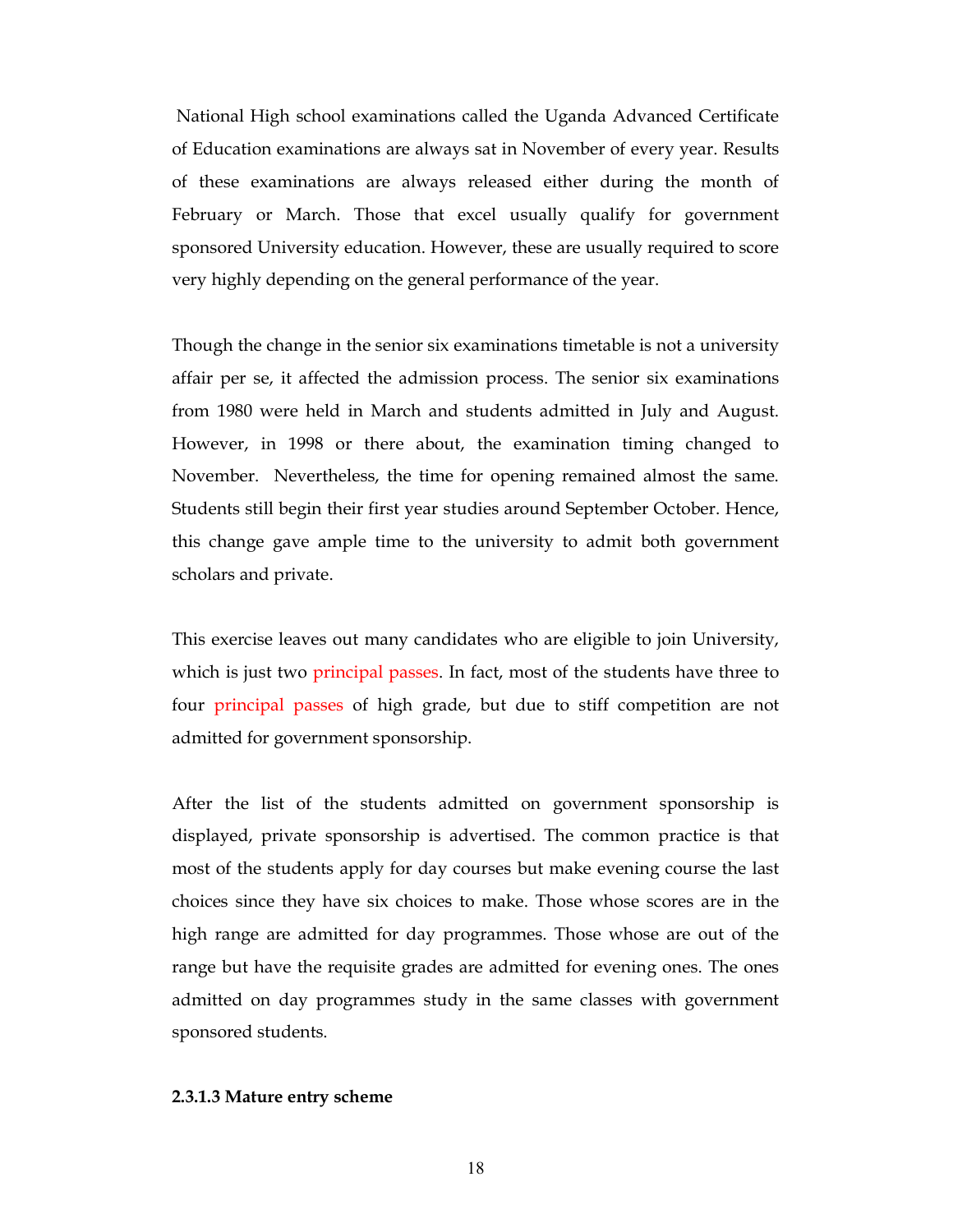National High school examinations called the Uganda Advanced Certificate of Education examinations are always sat in November of every year. Results of these examinations are always released either during the month of February or March. Those that excel usually qualify for government sponsored University education. However, these are usually required to score very highly depending on the general performance of the year.

Though the change in the senior six examinations timetable is not a university affair per se, it affected the admission process. The senior six examinations from 1980 were held in March and students admitted in July and August. However, in 1998 or there about, the examination timing changed to November. Nevertheless, the time for opening remained almost the same. Students still begin their first year studies around September October. Hence, this change gave ample time to the university to admit both government scholars and private.

This exercise leaves out many candidates who are eligible to join University, which is just two principal passes. In fact, most of the students have three to four principal passes of high grade, but due to stiff competition are not admitted for government sponsorship.

After the list of the students admitted on government sponsorship is displayed, private sponsorship is advertised. The common practice is that most of the students apply for day courses but make evening course the last choices since they have six choices to make. Those whose scores are in the high range are admitted for day programmes. Those whose are out of the range but have the requisite grades are admitted for evening ones. The ones admitted on day programmes study in the same classes with government sponsored students.

**2.3.1.3 Mature entry scheme**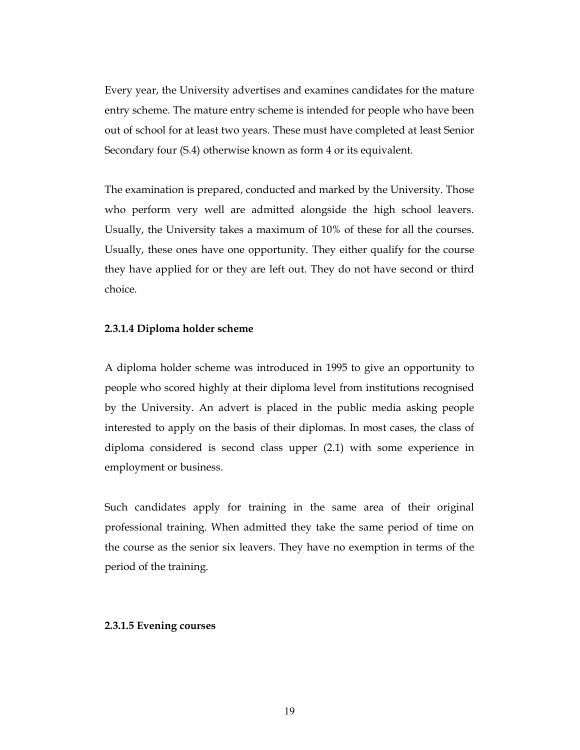Every year, the University advertises and examines candidates for the mature entry scheme. The mature entry scheme is intended for people who have been out of school for at least two years. These must have completed at least Senior Secondary four (S.4) otherwise known as form 4 or its equivalent.

The examination is prepared, conducted and marked by the University. Those who perform very well are admitted alongside the high school leavers. Usually, the University takes a maximum of 10% of these for all the courses. Usually, these ones have one opportunity. They either qualify for the course they have applied for or they are left out. They do not have second or third choice.

#### 2.3.1.4 Diploma holder scheme

A diploma holder scheme was introduced in 1995 to give an opportunity to people who scored highly at their diploma level from institutions recognised by the University. An advert is placed in the public media asking people interested to apply on the basis of their diplomas. In most cases, the class of diploma considered is second class upper (2.1) with some experience in employment or business.

Such candidates apply for training in the same area of their original professional training. When admitted they take the same period of time on the course as the senior six leavers. They have no exemption in terms of the period of the training.

#### 2.3.1.5 Evening courses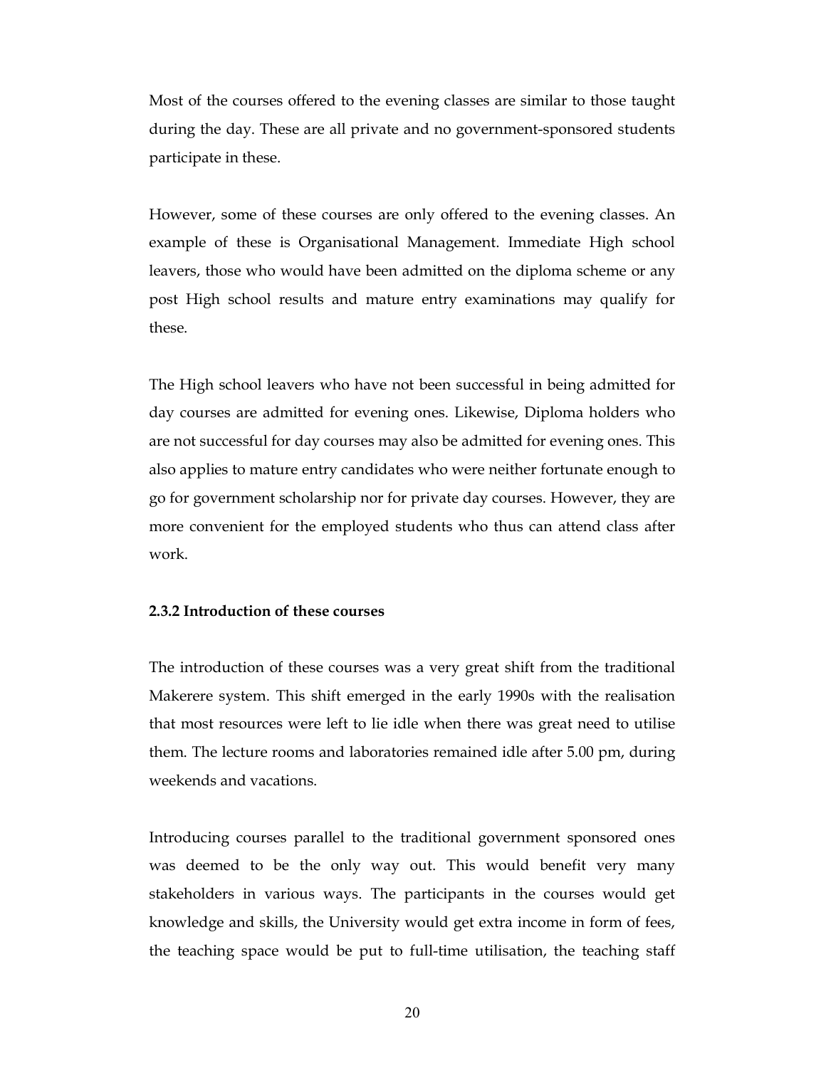Most of the courses offered to the evening classes are similar to those taught during the day. These are all private and no government-sponsored students participate in these.

However, some of these courses are only offered to the evening classes. An example of these is Organisational Management. Immediate High school leavers, those who would have been admitted on the diploma scheme or any post High school results and mature entry examinations may qualify for these.

The High school leavers who have not been successful in being admitted for day courses are admitted for evening ones. Likewise, Diploma holders who are not successful for day courses may also be admitted for evening ones. This also applies to mature entry candidates who were neither fortunate enough to go for government scholarship nor for private day courses. However, they are more convenient for the employed students who thus can attend class after work.

### 2.3.2 Introduction of these courses

The introduction of these courses was a very great shift from the traditional Makerere system. This shift emerged in the early 1990s with the realisation that most resources were left to lie idle when there was great need to utilise them. The lecture rooms and laboratories remained idle after 5.00 pm, during weekends and vacations.

Introducing courses parallel to the traditional government sponsored ones was deemed to be the only way out. This would benefit very many stakeholders in various ways. The participants in the courses would get knowledge and skills, the University would get extra income in form of fees, the teaching space would be put to full-time utilisation, the teaching staff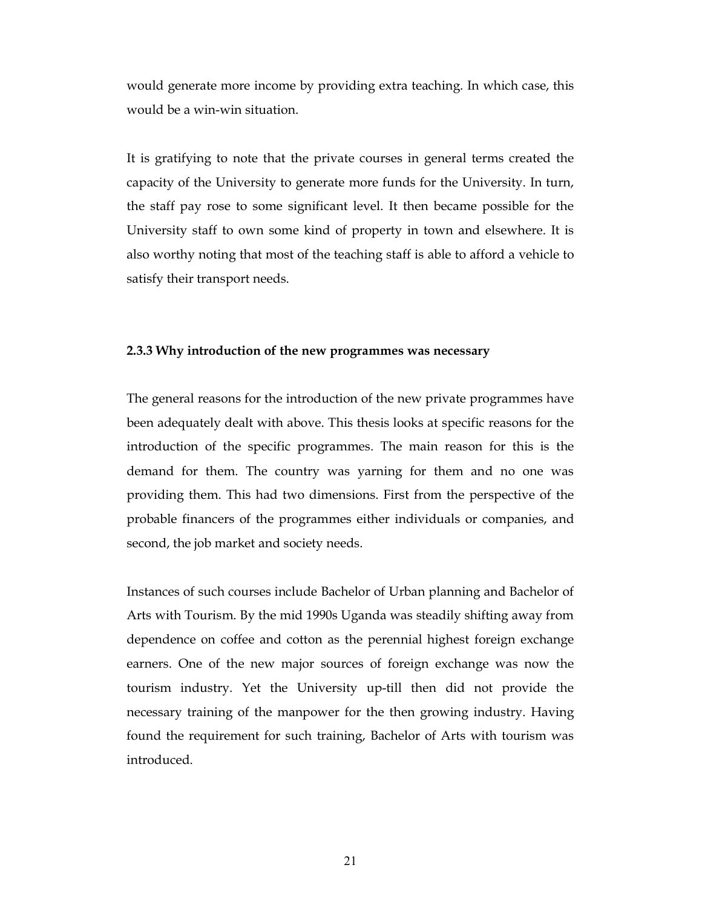would generate more income by providing extra teaching. In which case, this would be a win-win situation.

It is gratifying to note that the private courses in general terms created the capacity of the University to generate more funds for the University. In turn, the staff pay rose to some significant level. It then became possible for the University staff to own some kind of property in town and elsewhere. It is also worthy noting that most of the teaching staff is able to afford a vehicle to satisfy their transport needs.

### 2.3.3 Why introduction of the new programmes was necessary

The general reasons for the introduction of the new private programmes have been adequately dealt with above. This thesis looks at specific reasons for the introduction of the specific programmes. The main reason for this is the demand for them. The country was yarning for them and no one was providing them. This had two dimensions. First from the perspective of the probable financers of the programmes either individuals or companies, and second, the job market and society needs.

Instances of such courses include Bachelor of Urban planning and Bachelor of Arts with Tourism. By the mid 1990s Uganda was steadily shifting away from dependence on coffee and cotton as the perennial highest foreign exchange earners. One of the new major sources of foreign exchange was now the tourism industry. Yet the University up-till then did not provide the necessary training of the manpower for the then growing industry. Having found the requirement for such training, Bachelor of Arts with tourism was introduced.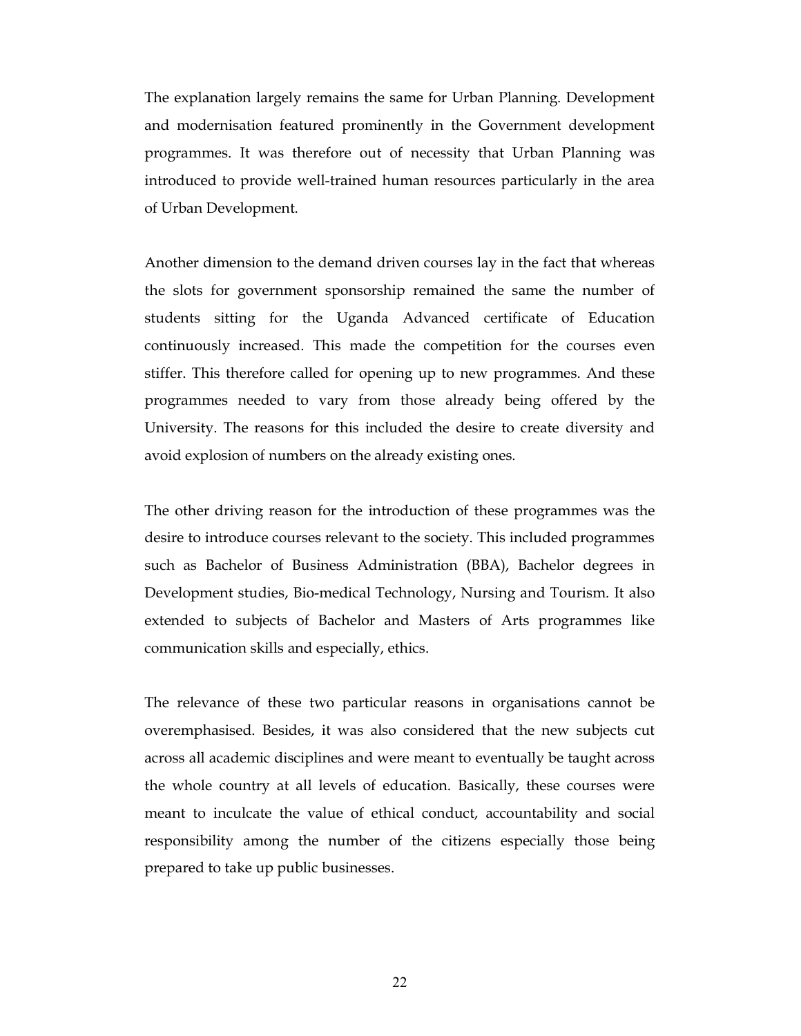The explanation largely remains the same for Urban Planning. Development and modernisation featured prominently in the Government development programmes. It was therefore out of necessity that Urban Planning was introduced to provide well-trained human resources particularly in the area of Urban Development.

Another dimension to the demand driven courses lay in the fact that whereas the slots for government sponsorship remained the same the number of students sitting for the Uganda Advanced certificate of Education continuously increased. This made the competition for the courses even stiffer. This therefore called for opening up to new programmes. And these programmes needed to vary from those already being offered by the University. The reasons for this included the desire to create diversity and avoid explosion of numbers on the already existing ones.

The other driving reason for the introduction of these programmes was the desire to introduce courses relevant to the society. This included programmes such as Bachelor of Business Administration (BBA), Bachelor degrees in Development studies, Bio-medical Technology, Nursing and Tourism. It also extended to subjects of Bachelor and Masters of Arts programmes like communication skills and especially, ethics.

The relevance of these two particular reasons in organisations cannot be overemphasised. Besides, it was also considered that the new subjects cut across all academic disciplines and were meant to eventually be taught across the whole country at all levels of education. Basically, these courses were meant to inculcate the value of ethical conduct, accountability and social responsibility among the number of the citizens especially those being prepared to take up public businesses.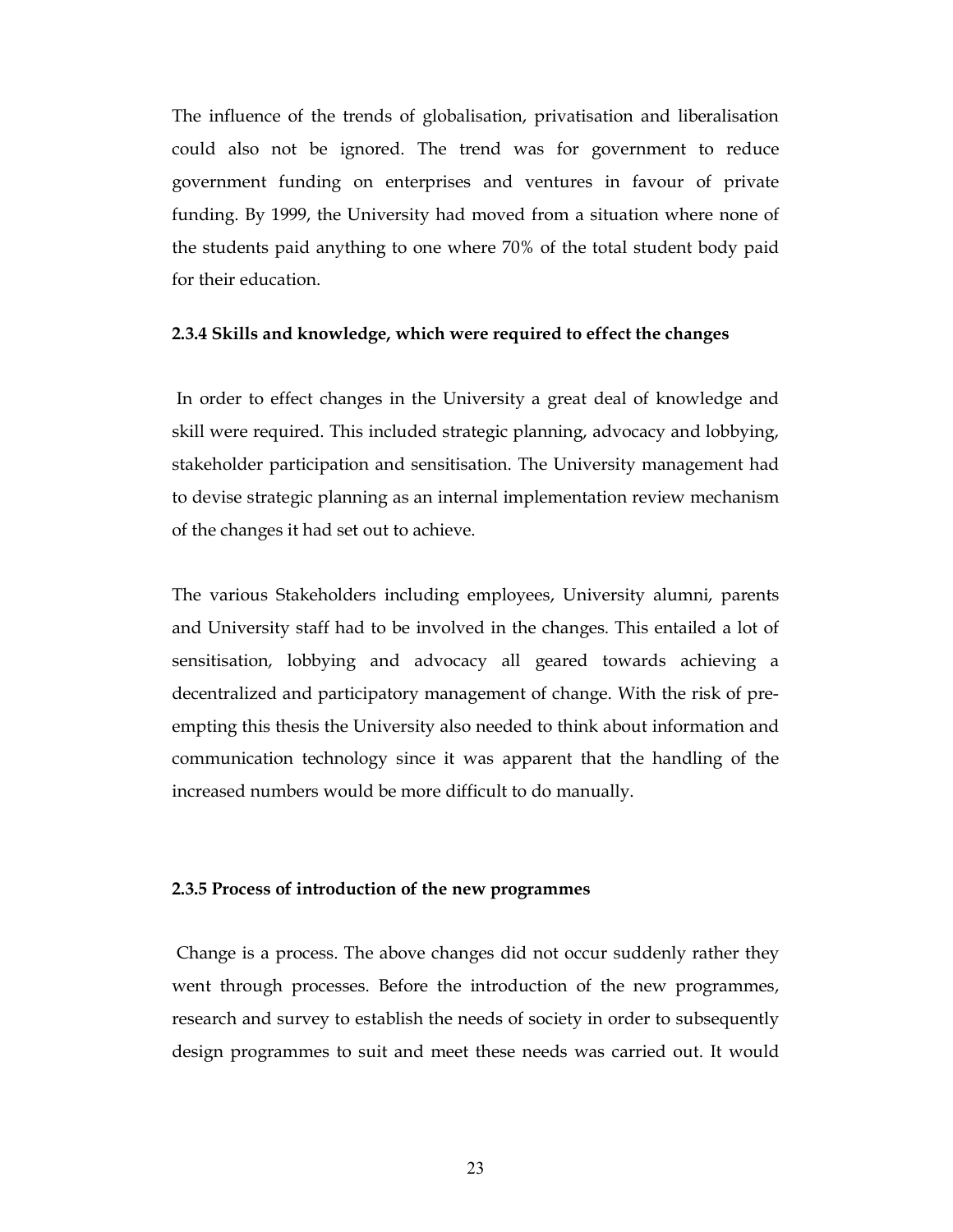The influence of the trends of globalisation, privatisation and liberalisation could also not be ignored. The trend was for government to reduce government funding on enterprises and ventures in favour of private funding. By 1999, the University had moved from a situation where none of the students paid anything to one where 70% of the total student body paid for their education.

### 2.3.4 Skills and knowledge, which were required to effect the changes

In order to effect changes in the University a great deal of knowledge and skill were required. This included strategic planning, advocacy and lobbying, stakeholder participation and sensitisation. The University management had to devise strategic planning as an internal implementation review mechanism of the changes it had set out to achieve.

The various Stakeholders including employees, University alumni, parents and University staff had to be involved in the changes. This entailed a lot of sensitisation, lobbying and advocacy all geared towards achieving a decentralized and participatory management of change. With the risk of pre-empting this thesis the University also needed to think about information and communication technology since it was apparent that the handling of the increased numbers would be more difficult to do manually.

### 2.3.5 Process of introduction of the new programmes

Change is a process. The above changes did not occur suddenly rather they went through processes. Before the introduction of the new programmes, research and survey to establish the needs of society in order to subsequently design programmes to suit and meet these needs was carried out. It would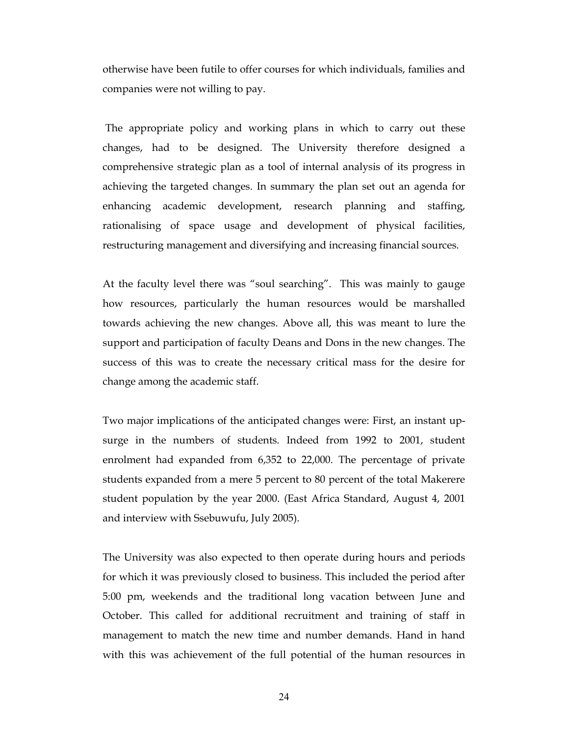otherwise have been futile to offer courses for which individuals, families and companies were not willing to pay.

The appropriate policy and working plans in which to carry out these changes, had to be designed. The University therefore designed a comprehensive strategic plan as a tool of internal analysis of its progress in achieving the targeted changes. In summary the plan set out an agenda for enhancing academic development, research planning and staffing, rationalising of space usage and development of physical facilities, restructuring management and diversifying and increasing financial sources.

At the faculty level there was "soul searching". This was mainly to gauge how resources, particularly the human resources would be marshalled towards achieving the new changes. Above all, this was meant to lure the support and participation of faculty Deans and Dons in the new changes. The success of this was to create the necessary critical mass for the desire for change among the academic staff.

Two major implications of the anticipated changes were: First, an instant up-surge in the numbers of students. Indeed from 1992 to 2001, student enrolment had expanded from 6,352 to 22,000. The percentage of private students expanded from a mere 5 percent to 80 percent of the total Makerere student population by the year 2000. (East Africa Standard, August 4, 2001 and interview with Ssebuwufu, July 2005).

The University was also expected to then operate during hours and periods for which it was previously closed to business. This included the period after 5:00 pm, weekends and the traditional long vacation between June and October. This called for additional recruitment and training of staff in management to match the new time and number demands. Hand in hand with this was achievement of the full potential of the human resources in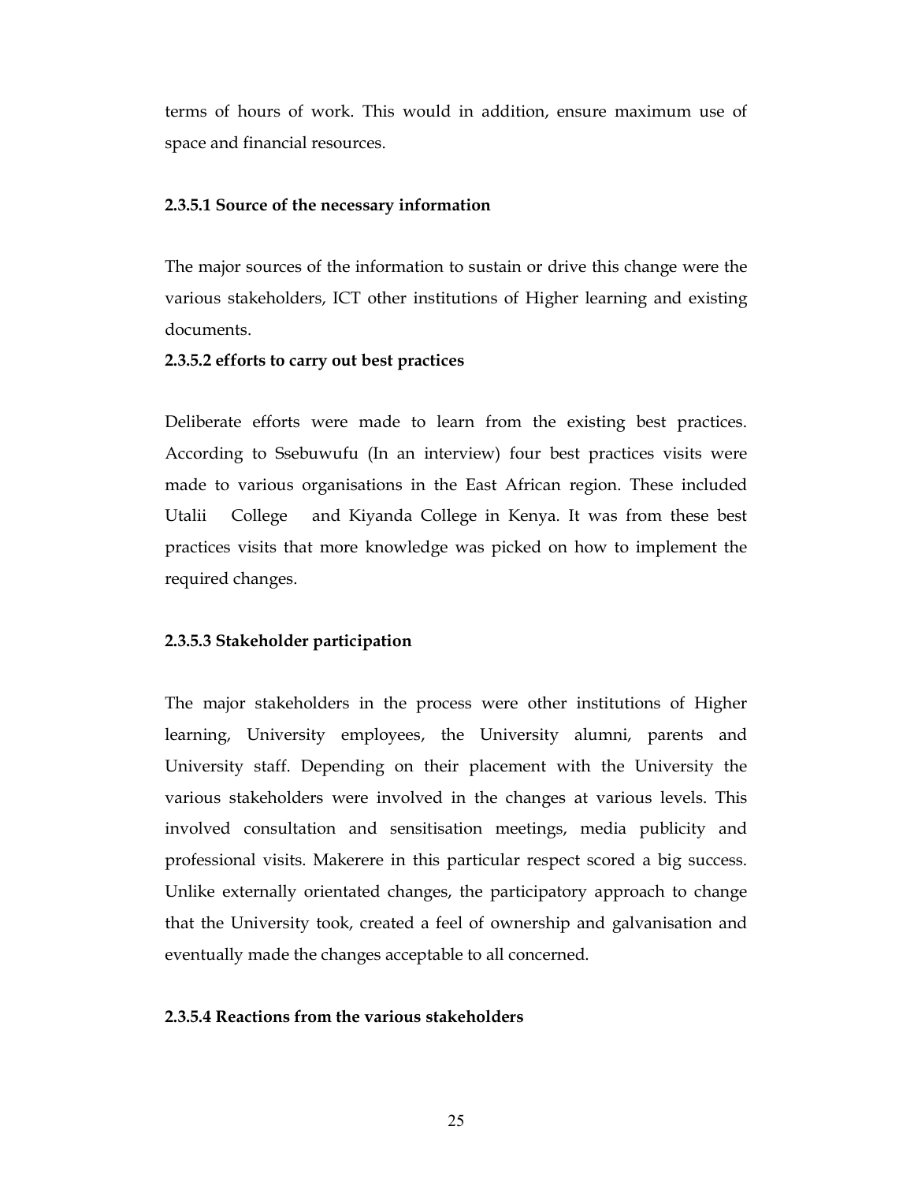terms of hours of work. This would in addition, ensure maximum use of space and financial resources.

#### 2.3.5.1 Source of the necessary information

The major sources of the information to sustain or drive this change were the various stakeholders, ICT other institutions of Higher learning and existing documents.

#### 2.3.5.2 efforts to carry out best practices

Deliberate efforts were made to learn from the existing best practices. According to Ssebuwufu (In an interview) four best practices visits were made to various organisations in the East African region. These included Utalii College and Kiyanda College in Kenya. It was from these best practices visits that more knowledge was picked on how to implement the required changes.

#### 2.3.5.3 Stakeholder participation

The major stakeholders in the process were other institutions of Higher learning, University employees, the University alumni, parents and University staff. Depending on their placement with the University the various stakeholders were involved in the changes at various levels. This involved consultation and sensitisation meetings, media publicity and professional visits. Makerere in this particular respect scored a big success. Unlike externally orientated changes, the participatory approach to change that the University took, created a feel of ownership and galvanisation and eventually made the changes acceptable to all concerned.

#### 2.3.5.4 Reactions from the various stakeholders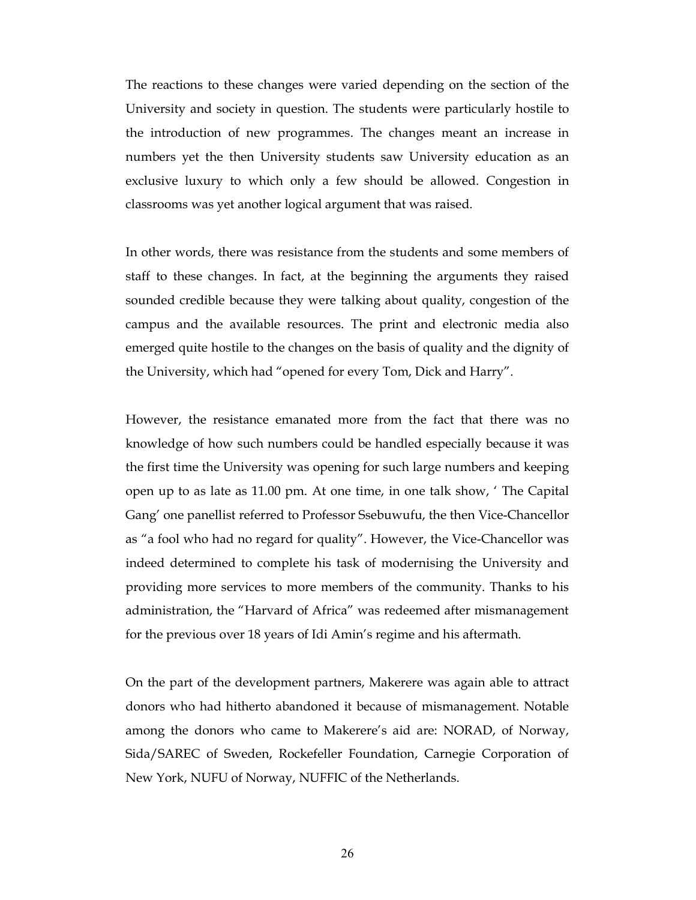The reactions to these changes were varied depending on the section of the University and society in question. The students were particularly hostile to the introduction of new programmes. The changes meant an increase in numbers yet the then University students saw University education as an exclusive luxury to which only a few should be allowed. Congestion in classrooms was yet another logical argument that was raised.

In other words, there was resistance from the students and some members of staff to these changes. In fact, at the beginning the arguments they raised sounded credible because they were talking about quality, congestion of the campus and the available resources. The print and electronic media also emerged quite hostile to the changes on the basis of quality and the dignity of the University, which had "opened for every Tom, Dick and Harry".

However, the resistance emanated more from the fact that there was no knowledge of how such numbers could be handled especially because it was the first time the University was opening for such large numbers and keeping open up to as late as 11.00 pm. At one time, in one talk show, ' The Capital Gang' one panellist referred to Professor Ssebuwufu, the then Vice-Chancellor as "a fool who had no regard for quality". However, the Vice-Chancellor was indeed determined to complete his task of modernising the University and providing more services to more members of the community. Thanks to his administration, the "Harvard of Africa" was redeemed after mismanagement for the previous over 18 years of Idi Amin's regime and his aftermath.

On the part of the development partners, Makerere was again able to attract donors who had hitherto abandoned it because of mismanagement. Notable among the donors who came to Makerere's aid are: NORAD, of Norway, Sida/SAREC of Sweden, Rockefeller Foundation, Carnegie Corporation of New York, NUFU of Norway, NUFFIC of the Netherlands.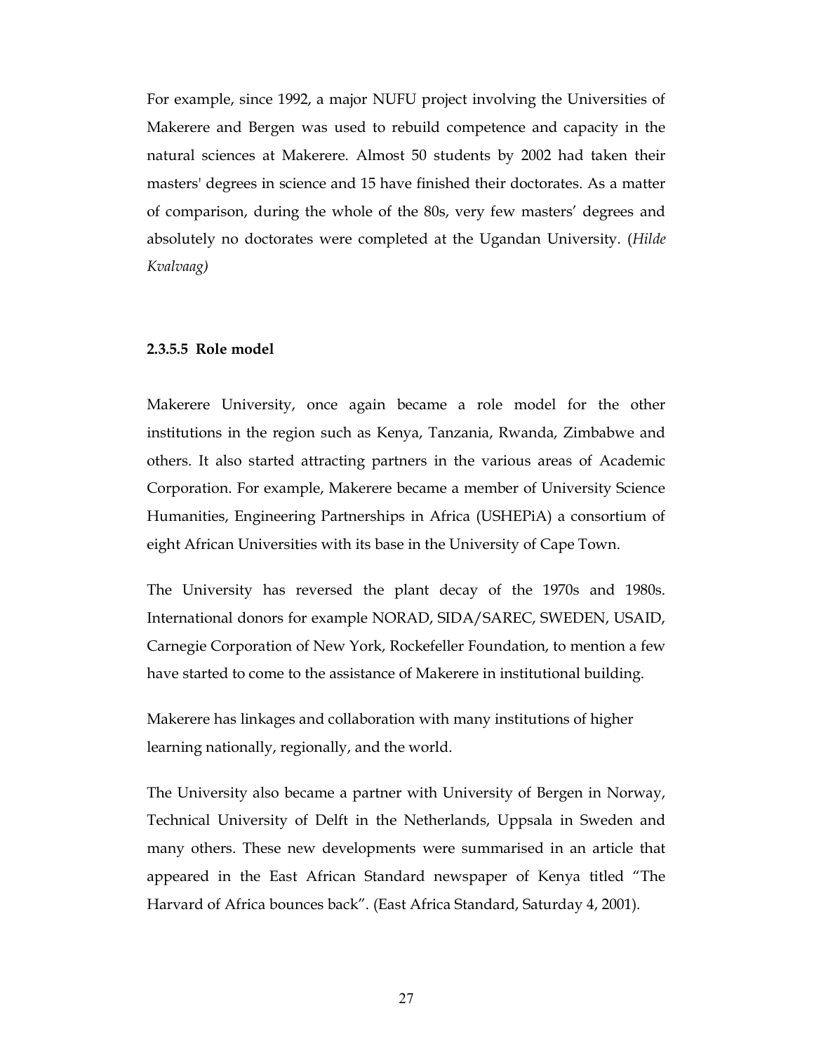For example, since 1992, a major NUFU project involving the Universities of Makerere and Bergen was used to rebuild competence and capacity in the natural sciences at Makerere. Almost 50 students by 2002 had taken their masters' degrees in science and 15 have finished their doctorates. As a matter of comparison, during the whole of the 80s, very few masters' degrees and absolutely no doctorates were completed at the Ugandan University. (*Hilde Kvalvaag)*

#### 2.3.5.5 Role model

Makerere University, once again became a role model for the other institutions in the region such as Kenya, Tanzania, Rwanda, Zimbabwe and others. It also started attracting partners in the various areas of Academic Corporation. For example, Makerere became a member of University Science Humanities, Engineering Partnerships in Africa (USHEPiA) a consortium of eight African Universities with its base in the University of Cape Town.

The University has reversed the plant decay of the 1970s and 1980s. International donors for example NORAD, SIDA/SAREC, SWEDEN, USAID, Carnegie Corporation of New York, Rockefeller Foundation, to mention a few have started to come to the assistance of Makerere in institutional building.

Makerere has linkages and collaboration with many institutions of higher learning nationally, regionally, and the world.

The University also became a partner with University of Bergen in Norway, Technical University of Delft in the Netherlands, Uppsala in Sweden and many others. These new developments were summarised in an article that appeared in the East African Standard newspaper of Kenya titled "The Harvard of Africa bounces back". (East Africa Standard, Saturday 4, 2001).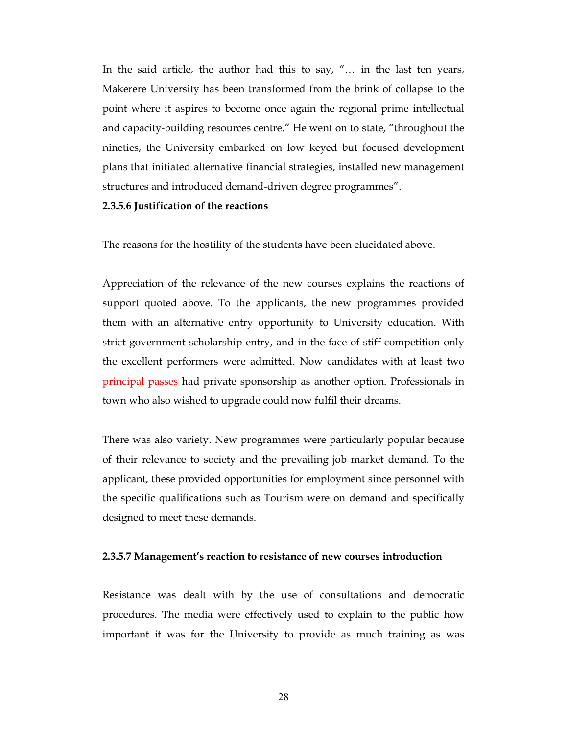In the said article, the author had this to say, "… in the last ten years, Makerere University has been transformed from the brink of collapse to the point where it aspires to become once again the regional prime intellectual and capacity-building resources centre." He went on to state, "throughout the nineties, the University embarked on low keyed but focused development plans that initiated alternative financial strategies, installed new management structures and introduced demand-driven degree programmes".

**2.3.5.6 Justification of the reactions**

The reasons for the hostility of the students have been elucidated above.

Appreciation of the relevance of the new courses explains the reactions of support quoted above. To the applicants, the new programmes provided them with an alternative entry opportunity to University education. With strict government scholarship entry, and in the face of stiff competition only the excellent performers were admitted. Now candidates with at least two principal passes had private sponsorship as another option. Professionals in town who also wished to upgrade could now fulfil their dreams.

There was also variety. New programmes were particularly popular because of their relevance to society and the prevailing job market demand. To the applicant, these provided opportunities for employment since personnel with the specific qualifications such as Tourism were on demand and specifically designed to meet these demands.

**2.3.5.7 Management's reaction to resistance of new courses introduction**

Resistance was dealt with by the use of consultations and democratic procedures. The media were effectively used to explain to the public how important it was for the University to provide as much training as was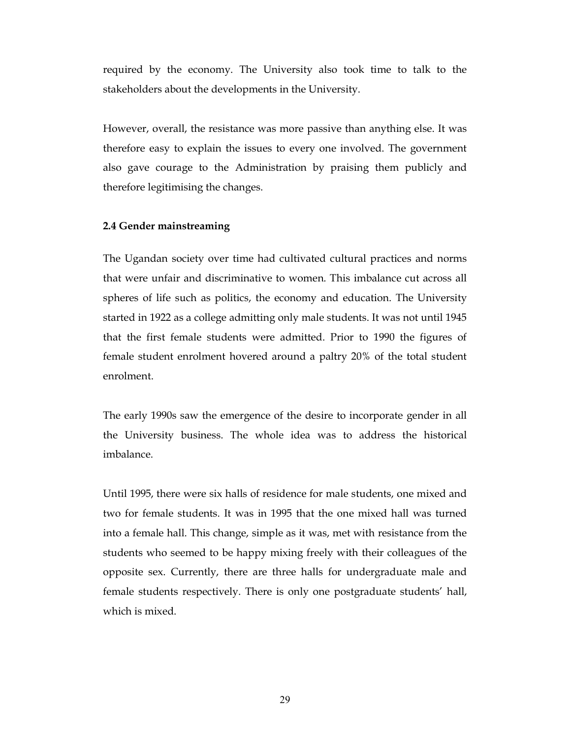required by the economy. The University also took time to talk to the stakeholders about the developments in the University.

However, overall, the resistance was more passive than anything else. It was therefore easy to explain the issues to every one involved. The government also gave courage to the Administration by praising them publicly and therefore legitimising the changes.

### 2.4 Gender mainstreaming

The Ugandan society over time had cultivated cultural practices and norms that were unfair and discriminative to women. This imbalance cut across all spheres of life such as politics, the economy and education. The University started in 1922 as a college admitting only male students. It was not until 1945 that the first female students were admitted. Prior to 1990 the figures of female student enrolment hovered around a paltry 20% of the total student enrolment.

The early 1990s saw the emergence of the desire to incorporate gender in all the University business. The whole idea was to address the historical imbalance.

Until 1995, there were six halls of residence for male students, one mixed and two for female students. It was in 1995 that the one mixed hall was turned into a female hall. This change, simple as it was, met with resistance from the students who seemed to be happy mixing freely with their colleagues of the opposite sex. Currently, there are three halls for undergraduate male and female students respectively. There is only one postgraduate students' hall, which is mixed.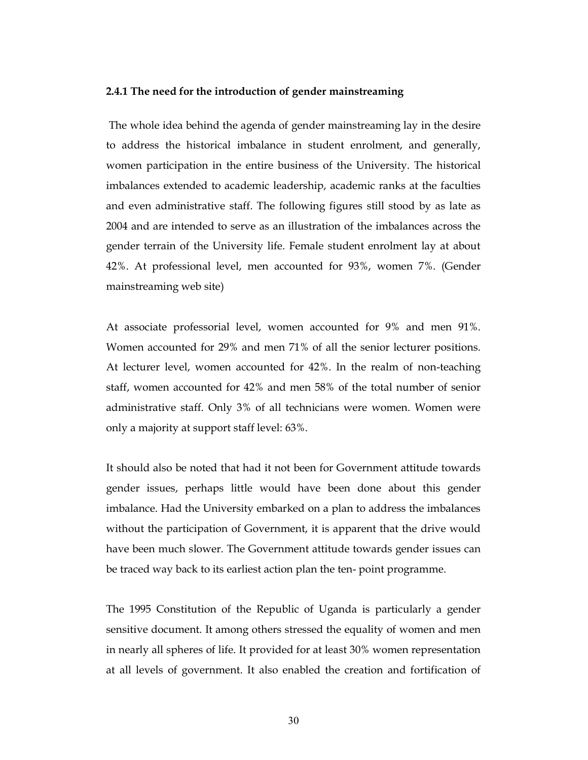### 2.4.1 The need for the introduction of gender mainstreaming

The whole idea behind the agenda of gender mainstreaming lay in the desire to address the historical imbalance in student enrolment, and generally, women participation in the entire business of the University. The historical imbalances extended to academic leadership, academic ranks at the faculties and even administrative staff. The following figures still stood by as late as 2004 and are intended to serve as an illustration of the imbalances across the gender terrain of the University life. Female student enrolment lay at about 42%. At professional level, men accounted for 93%, women 7%. (Gender mainstreaming web site)

At associate professorial level, women accounted for 9% and men 91%. Women accounted for 29% and men 71% of all the senior lecturer positions. At lecturer level, women accounted for 42%. In the realm of non-teaching staff, women accounted for 42% and men 58% of the total number of senior administrative staff. Only 3% of all technicians were women. Women were only a majority at support staff level: 63%.

It should also be noted that had it not been for Government attitude towards gender issues, perhaps little would have been done about this gender imbalance. Had the University embarked on a plan to address the imbalances without the participation of Government, it is apparent that the drive would have been much slower. The Government attitude towards gender issues can be traced way back to its earliest action plan the ten- point programme.

The 1995 Constitution of the Republic of Uganda is particularly a gender sensitive document. It among others stressed the equality of women and men in nearly all spheres of life. It provided for at least 30% women representation at all levels of government. It also enabled the creation and fortification of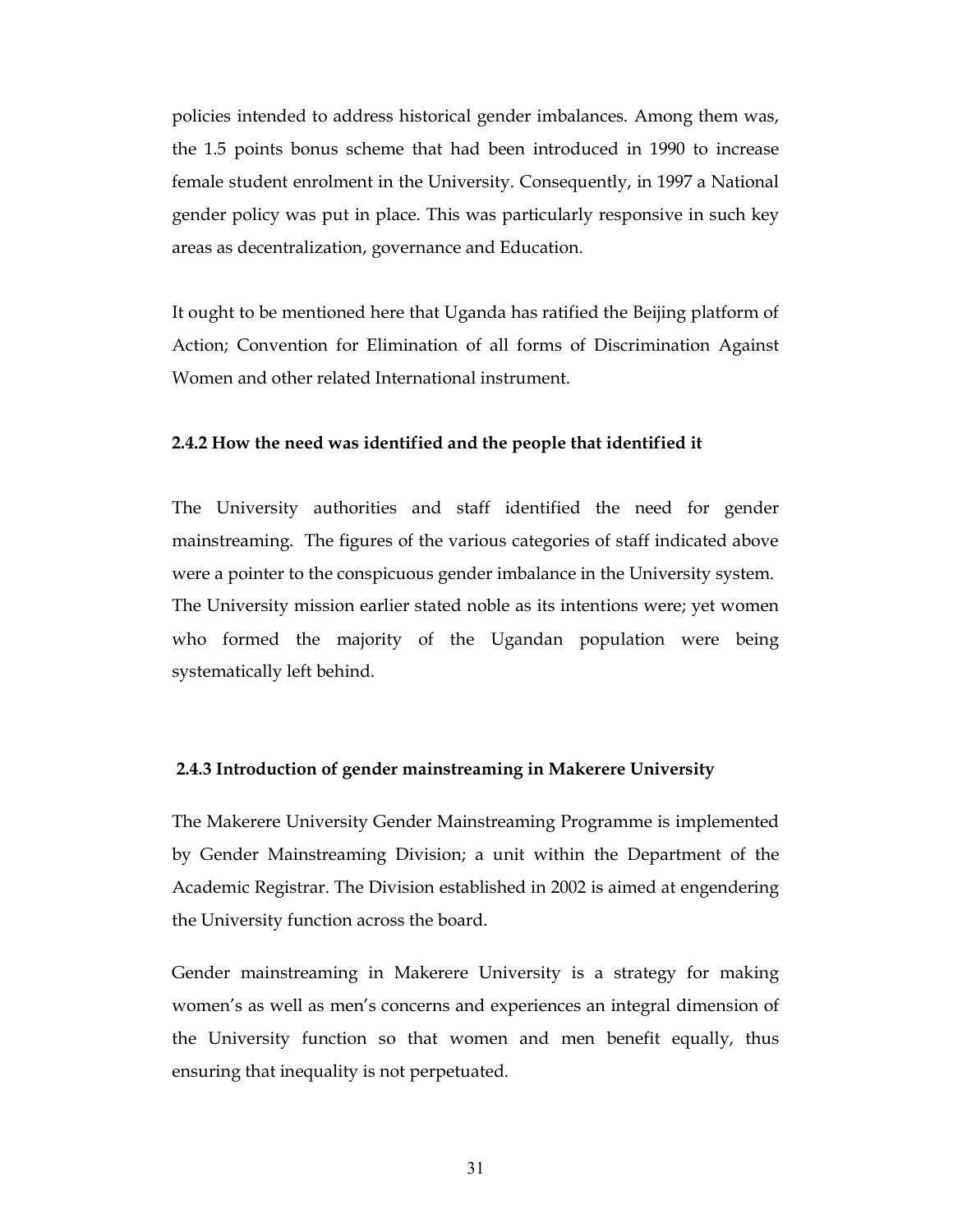policies intended to address historical gender imbalances. Among them was, the 1.5 points bonus scheme that had been introduced in 1990 to increase female student enrolment in the University. Consequently, in 1997 a National gender policy was put in place. This was particularly responsive in such key areas as decentralization, governance and Education.

It ought to be mentioned here that Uganda has ratified the Beijing platform of Action; Convention for Elimination of all forms of Discrimination Against Women and other related International instrument.

### 2.4.2 How the need was identified and the people that identified it

The University authorities and staff identified the need for gender mainstreaming. The figures of the various categories of staff indicated above were a pointer to the conspicuous gender imbalance in the University system. The University mission earlier stated noble as its intentions were; yet women who formed the majority of the Ugandan population were being systematically left behind.

### 2.4.3 Introduction of gender mainstreaming in Makerere University

The Makerere University Gender Mainstreaming Programme is implemented by Gender Mainstreaming Division; a unit within the Department of the Academic Registrar. The Division established in 2002 is aimed at engendering the University function across the board.

Gender mainstreaming in Makerere University is a strategy for making women's as well as men's concerns and experiences an integral dimension of the University function so that women and men benefit equally, thus ensuring that inequality is not perpetuated.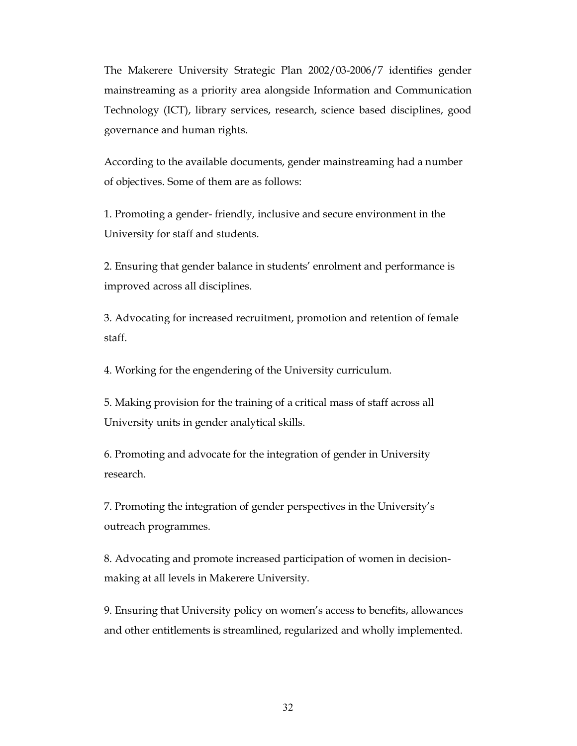The Makerere University Strategic Plan 2002/03-2006/7 identifies gender mainstreaming as a priority area alongside Information and Communication Technology (ICT), library services, research, science based disciplines, good governance and human rights.

According to the available documents, gender mainstreaming had a number of objectives. Some of them are as follows:

1. Promoting a gender- friendly, inclusive and secure environment in the University for staff and students.

2. Ensuring that gender balance in students' enrolment and performance is improved across all disciplines.

3. Advocating for increased recruitment, promotion and retention of female staff.

4. Working for the engendering of the University curriculum.

5. Making provision for the training of a critical mass of staff across all University units in gender analytical skills.

6. Promoting and advocate for the integration of gender in University research.

7. Promoting the integration of gender perspectives in the University's outreach programmes.

8. Advocating and promote increased participation of women in decision-making at all levels in Makerere University.

9. Ensuring that University policy on women's access to benefits, allowances and other entitlements is streamlined, regularized and wholly implemented.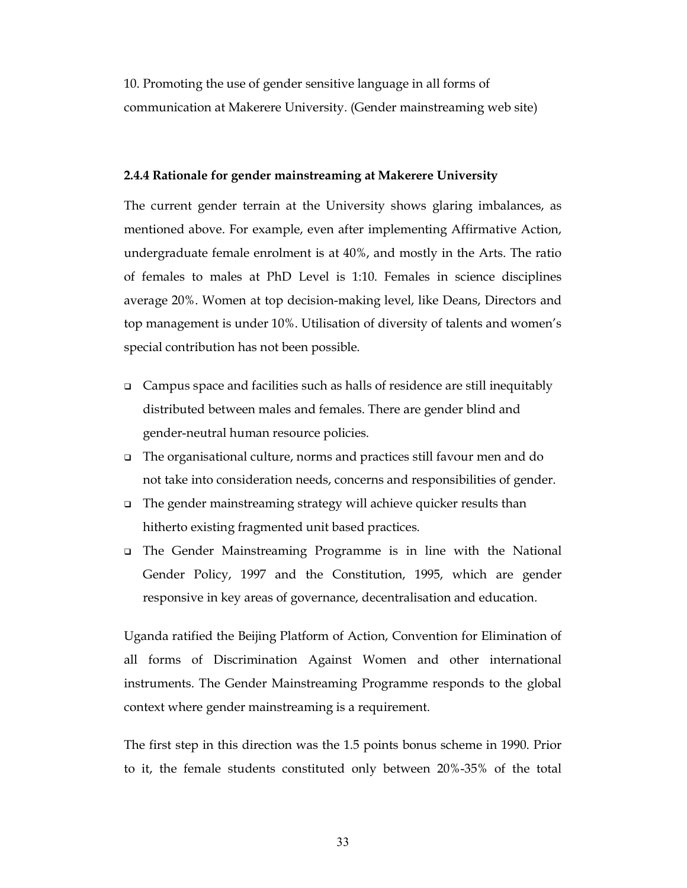10. Promoting the use of gender sensitive language in all forms of communication at Makerere University. (Gender mainstreaming web site)

### 2.4.4 Rationale for gender mainstreaming at Makerere University

The current gender terrain at the University shows glaring imbalances, as mentioned above. For example, even after implementing Affirmative Action, undergraduate female enrolment is at 40%, and mostly in the Arts. The ratio of females to males at PhD Level is 1:10. Females in science disciplines average 20%. Women at top decision-making level, like Deans, Directors and top management is under 10%. Utilisation of diversity of talents and women's special contribution has not been possible.

- Campus space and facilities such as halls of residence are still inequitably distributed between males and females. There are gender blind and gender-neutral human resource policies.
- The organisational culture, norms and practices still favour men and do not take into consideration needs, concerns and responsibilities of gender.
- The gender mainstreaming strategy will achieve quicker results than hitherto existing fragmented unit based practices.
- The Gender Mainstreaming Programme is in line with the National Gender Policy, 1997 and the Constitution, 1995, which are gender responsive in key areas of governance, decentralisation and education.

Uganda ratified the Beijing Platform of Action, Convention for Elimination of all forms of Discrimination Against Women and other international instruments. The Gender Mainstreaming Programme responds to the global context where gender mainstreaming is a requirement.

The first step in this direction was the 1.5 points bonus scheme in 1990. Prior to it, the female students constituted only between 20%-35% of the total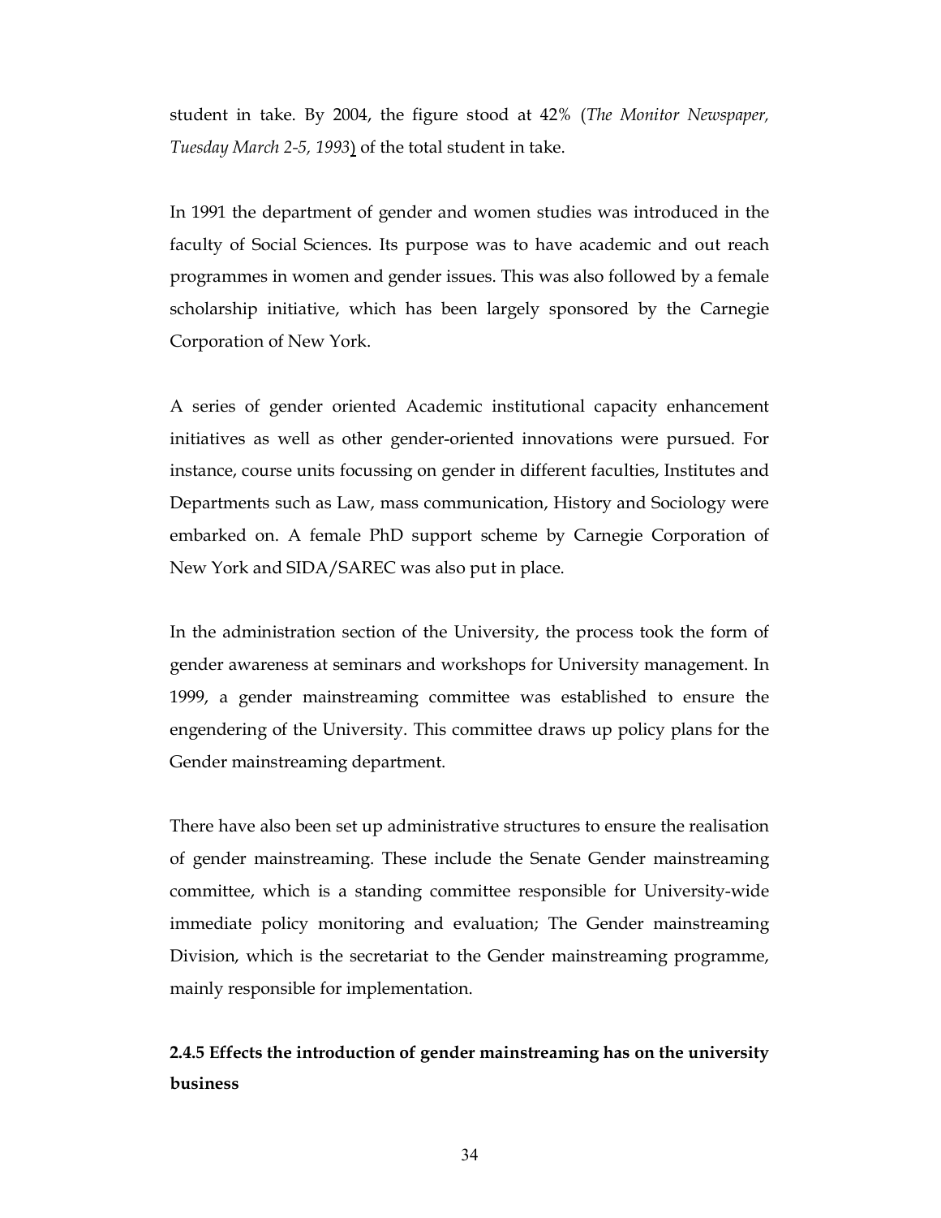student in take. By 2004, the figure stood at 42% (*The Monitor Newspaper, Tuesday March 2-5, 1993*) of the total student in take.

In 1991 the department of gender and women studies was introduced in the faculty of Social Sciences. Its purpose was to have academic and out reach programmes in women and gender issues. This was also followed by a female scholarship initiative, which has been largely sponsored by the Carnegie Corporation of New York.

A series of gender oriented Academic institutional capacity enhancement initiatives as well as other gender-oriented innovations were pursued. For instance, course units focussing on gender in different faculties, Institutes and Departments such as Law, mass communication, History and Sociology were embarked on. A female PhD support scheme by Carnegie Corporation of New York and SIDA/SAREC was also put in place.

In the administration section of the University, the process took the form of gender awareness at seminars and workshops for University management. In 1999, a gender mainstreaming committee was established to ensure the engendering of the University. This committee draws up policy plans for the Gender mainstreaming department.

There have also been set up administrative structures to ensure the realisation of gender mainstreaming. These include the Senate Gender mainstreaming committee, which is a standing committee responsible for University-wide immediate policy monitoring and evaluation; The Gender mainstreaming Division, which is the secretariat to the Gender mainstreaming programme, mainly responsible for implementation.

### 2.4.5 Effects the introduction of gender mainstreaming has on the university business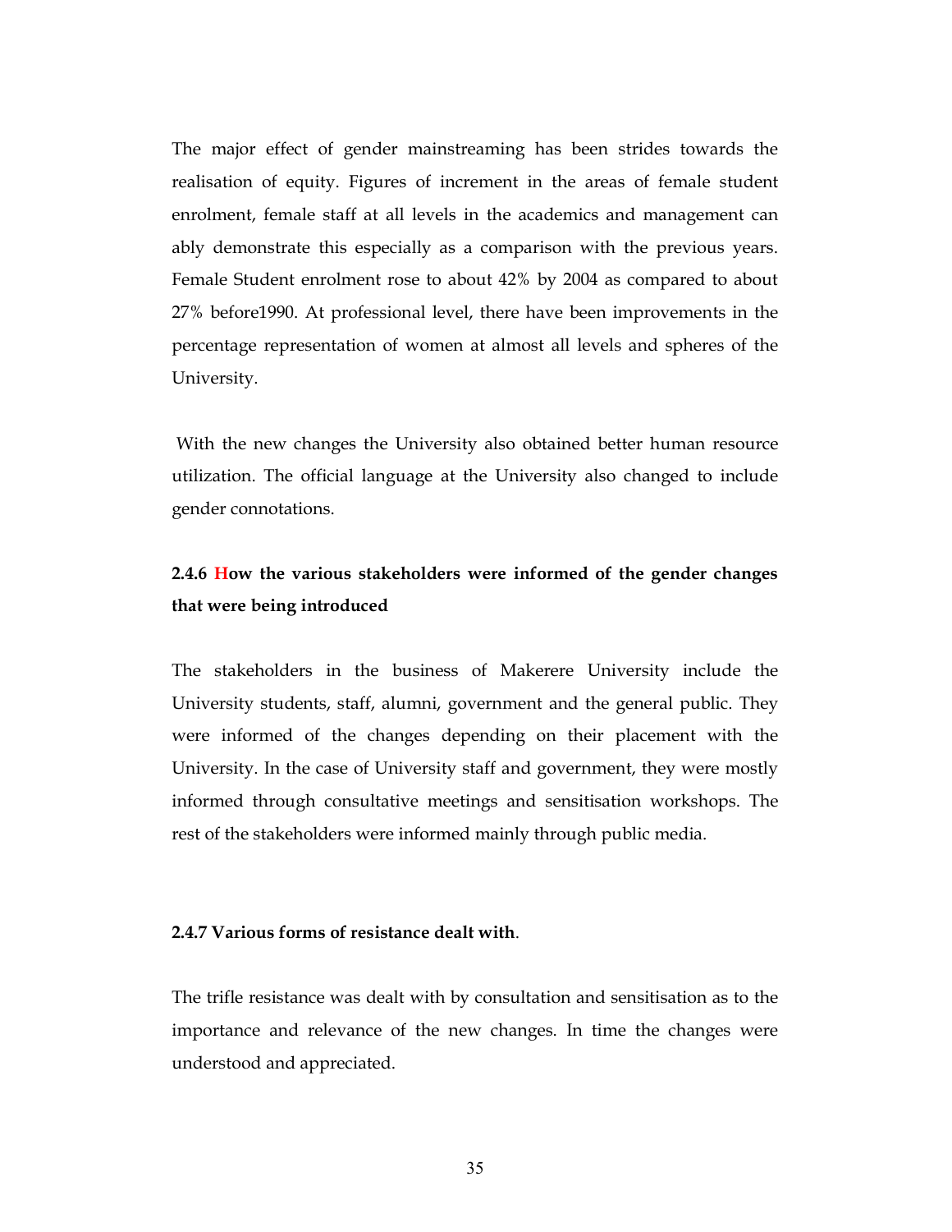The major effect of gender mainstreaming has been strides towards the realisation of equity. Figures of increment in the areas of female student enrolment, female staff at all levels in the academics and management can ably demonstrate this especially as a comparison with the previous years. Female Student enrolment rose to about 42% by 2004 as compared to about 27% before1990. At professional level, there have been improvements in the percentage representation of women at almost all levels and spheres of the University.

With the new changes the University also obtained better human resource utilization. The official language at the University also changed to include gender connotations.

### 2.4.6 How the various stakeholders were informed of the gender changes that were being introduced

The stakeholders in the business of Makerere University include the University students, staff, alumni, government and the general public. They were informed of the changes depending on their placement with the University. In the case of University staff and government, they were mostly informed through consultative meetings and sensitisation workshops. The rest of the stakeholders were informed mainly through public media.

### 2.4.7 Various forms of resistance dealt with.

The trifle resistance was dealt with by consultation and sensitisation as to the importance and relevance of the new changes. In time the changes were understood and appreciated.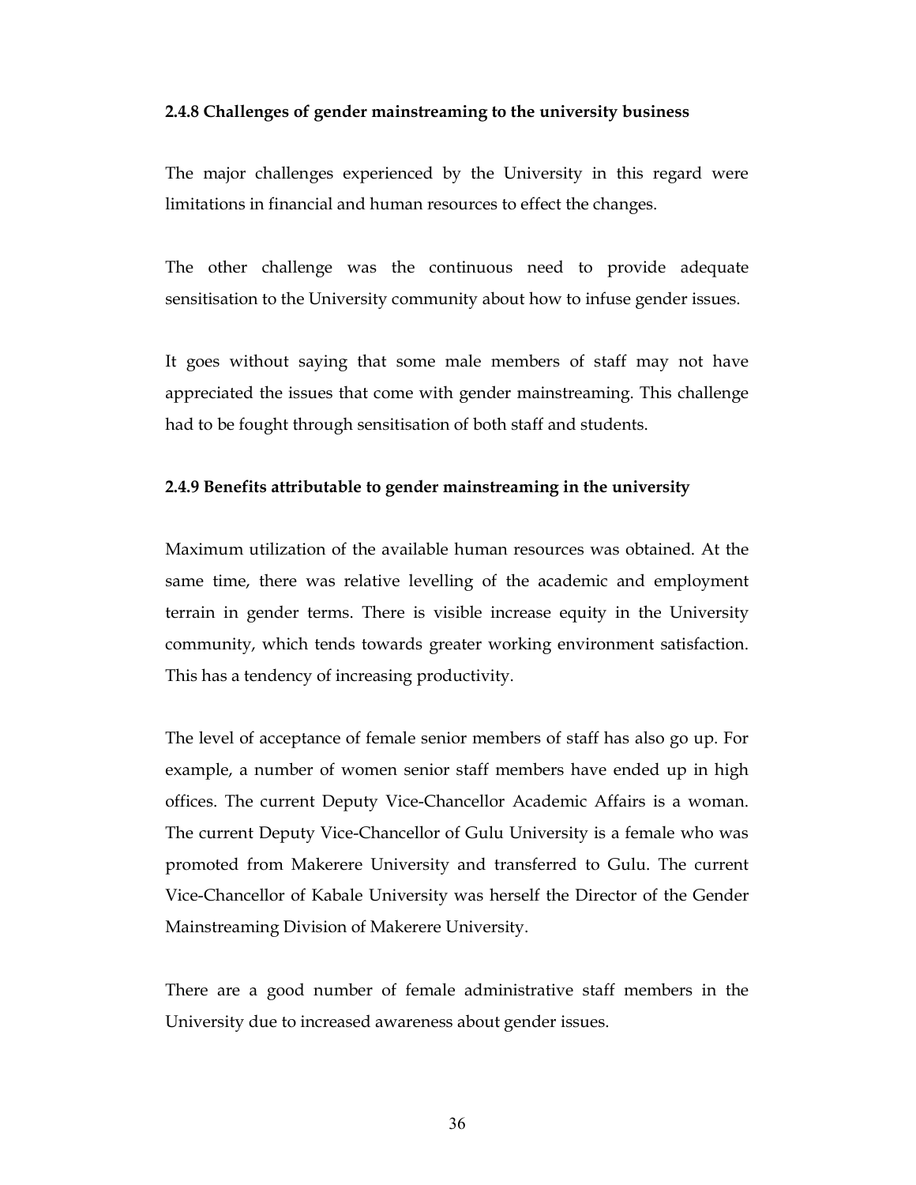### 2.4.8 Challenges of gender mainstreaming to the university business

The major challenges experienced by the University in this regard were limitations in financial and human resources to effect the changes.

The other challenge was the continuous need to provide adequate sensitisation to the University community about how to infuse gender issues.

It goes without saying that some male members of staff may not have appreciated the issues that come with gender mainstreaming. This challenge had to be fought through sensitisation of both staff and students.

### 2.4.9 Benefits attributable to gender mainstreaming in the university

Maximum utilization of the available human resources was obtained. At the same time, there was relative levelling of the academic and employment terrain in gender terms. There is visible increase equity in the University community, which tends towards greater working environment satisfaction. This has a tendency of increasing productivity.

The level of acceptance of female senior members of staff has also go up. For example, a number of women senior staff members have ended up in high offices. The current Deputy Vice-Chancellor Academic Affairs is a woman. The current Deputy Vice-Chancellor of Gulu University is a female who was promoted from Makerere University and transferred to Gulu. The current Vice-Chancellor of Kabale University was herself the Director of the Gender Mainstreaming Division of Makerere University.

There are a good number of female administrative staff members in the University due to increased awareness about gender issues.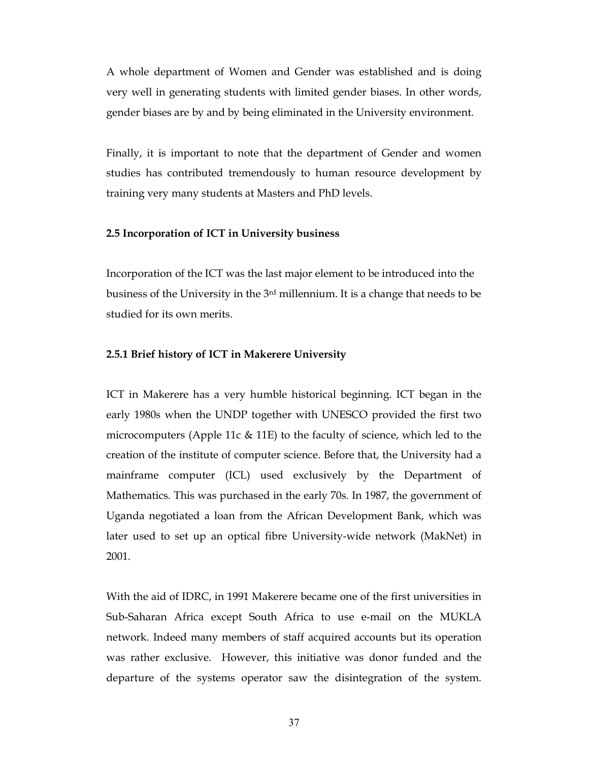A whole department of Women and Gender was established and is doing very well in generating students with limited gender biases. In other words, gender biases are by and by being eliminated in the University environment.

Finally, it is important to note that the department of Gender and women studies has contributed tremendously to human resource development by training very many students at Masters and PhD levels.

### 2.5 Incorporation of ICT in University business

Incorporation of the ICT was the last major element to be introduced into the business of the University in the 3rd millennium. It is a change that needs to be studied for its own merits.

#### 2.5.1 Brief history of ICT in Makerere University

ICT in Makerere has a very humble historical beginning. ICT began in the early 1980s when the UNDP together with UNESCO provided the first two microcomputers (Apple 11c & 11E) to the faculty of science, which led to the creation of the institute of computer science. Before that, the University had a mainframe computer (ICL) used exclusively by the Department of Mathematics. This was purchased in the early 70s. In 1987, the government of Uganda negotiated a loan from the African Development Bank, which was later used to set up an optical fibre University-wide network (MakNet) in 2001.

With the aid of IDRC, in 1991 Makerere became one of the first universities in Sub-Saharan Africa except South Africa to use e-mail on the MUKLA network. Indeed many members of staff acquired accounts but its operation was rather exclusive. However, this initiative was donor funded and the departure of the systems operator saw the disintegration of the system.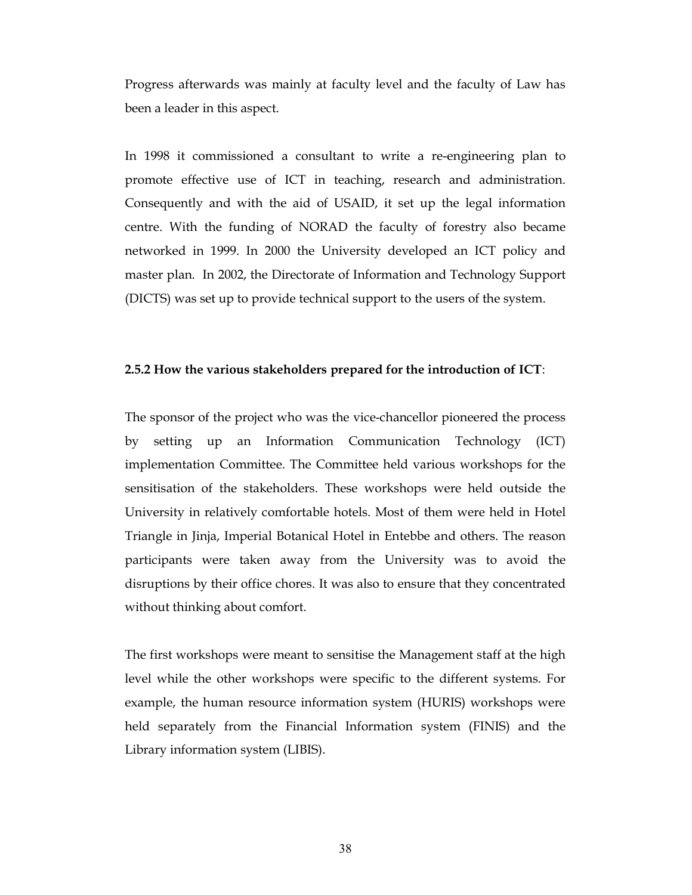Progress afterwards was mainly at faculty level and the faculty of Law has been a leader in this aspect.

In 1998 it commissioned a consultant to write a re-engineering plan to promote effective use of ICT in teaching, research and administration. Consequently and with the aid of USAID, it set up the legal information centre. With the funding of NORAD the faculty of forestry also became networked in 1999. In 2000 the University developed an ICT policy and master plan. In 2002, the Directorate of Information and Technology Support (DICTS) was set up to provide technical support to the users of the system.

### 2.5.2 How the various stakeholders prepared for the introduction of ICT:

The sponsor of the project who was the vice-chancellor pioneered the process by setting up an Information Communication Technology (ICT) implementation Committee. The Committee held various workshops for the sensitisation of the stakeholders. These workshops were held outside the University in relatively comfortable hotels. Most of them were held in Hotel Triangle in Jinja, Imperial Botanical Hotel in Entebbe and others. The reason participants were taken away from the University was to avoid the disruptions by their office chores. It was also to ensure that they concentrated without thinking about comfort.

The first workshops were meant to sensitise the Management staff at the high level while the other workshops were specific to the different systems. For example, the human resource information system (HURIS) workshops were held separately from the Financial Information system (FINIS) and the Library information system (LIBIS).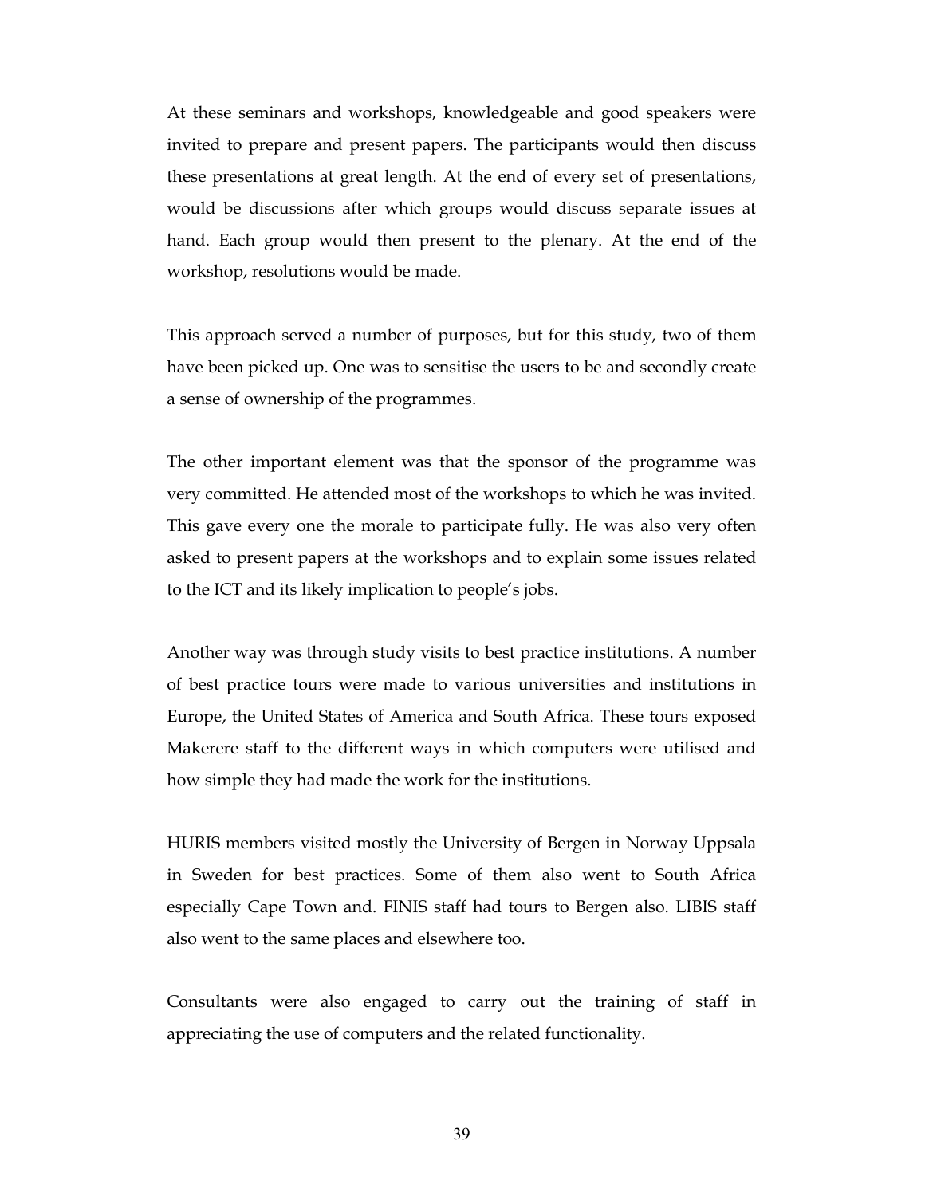At these seminars and workshops, knowledgeable and good speakers were invited to prepare and present papers. The participants would then discuss these presentations at great length. At the end of every set of presentations, would be discussions after which groups would discuss separate issues at hand. Each group would then present to the plenary. At the end of the workshop, resolutions would be made.

This approach served a number of purposes, but for this study, two of them have been picked up. One was to sensitise the users to be and secondly create a sense of ownership of the programmes.

The other important element was that the sponsor of the programme was very committed. He attended most of the workshops to which he was invited. This gave every one the morale to participate fully. He was also very often asked to present papers at the workshops and to explain some issues related to the ICT and its likely implication to people's jobs.

Another way was through study visits to best practice institutions. A number of best practice tours were made to various universities and institutions in Europe, the United States of America and South Africa. These tours exposed Makerere staff to the different ways in which computers were utilised and how simple they had made the work for the institutions.

HURIS members visited mostly the University of Bergen in Norway Uppsala in Sweden for best practices. Some of them also went to South Africa especially Cape Town and. FINIS staff had tours to Bergen also. LIBIS staff also went to the same places and elsewhere too.

Consultants were also engaged to carry out the training of staff in appreciating the use of computers and the related functionality.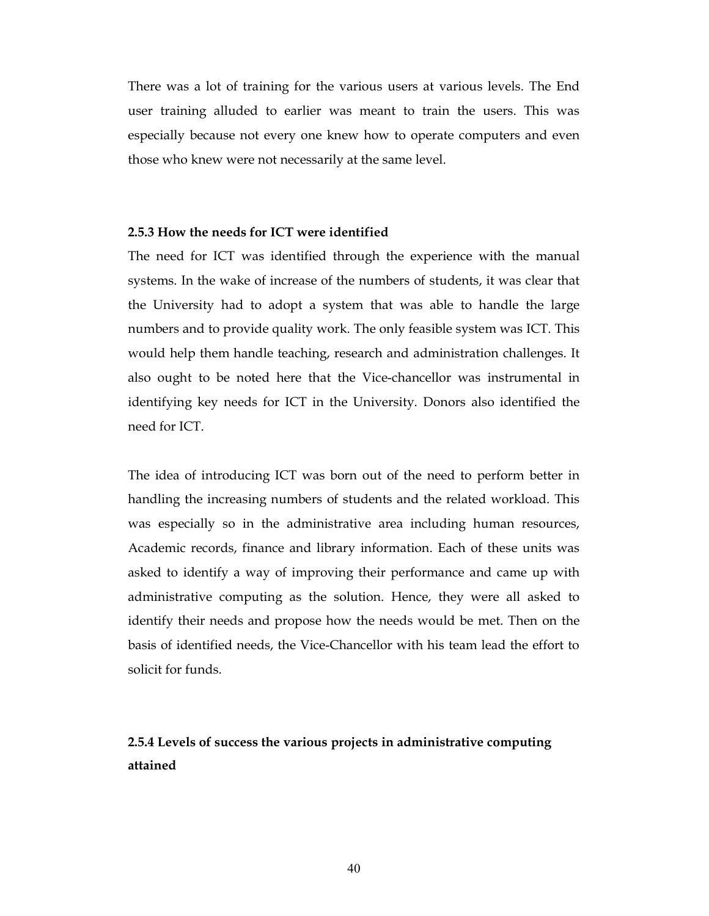There was a lot of training for the various users at various levels. The End user training alluded to earlier was meant to train the users. This was especially because not every one knew how to operate computers and even those who knew were not necessarily at the same level.

### 2.5.3 How the needs for ICT were identified

The need for ICT was identified through the experience with the manual systems. In the wake of increase of the numbers of students, it was clear that the University had to adopt a system that was able to handle the large numbers and to provide quality work. The only feasible system was ICT. This would help them handle teaching, research and administration challenges. It also ought to be noted here that the Vice-chancellor was instrumental in identifying key needs for ICT in the University. Donors also identified the need for ICT.

The idea of introducing ICT was born out of the need to perform better in handling the increasing numbers of students and the related workload. This was especially so in the administrative area including human resources, Academic records, finance and library information. Each of these units was asked to identify a way of improving their performance and came up with administrative computing as the solution. Hence, they were all asked to identify their needs and propose how the needs would be met. Then on the basis of identified needs, the Vice-Chancellor with his team lead the effort to solicit for funds.

### 2.5.4 Levels of success the various projects in administrative computing attained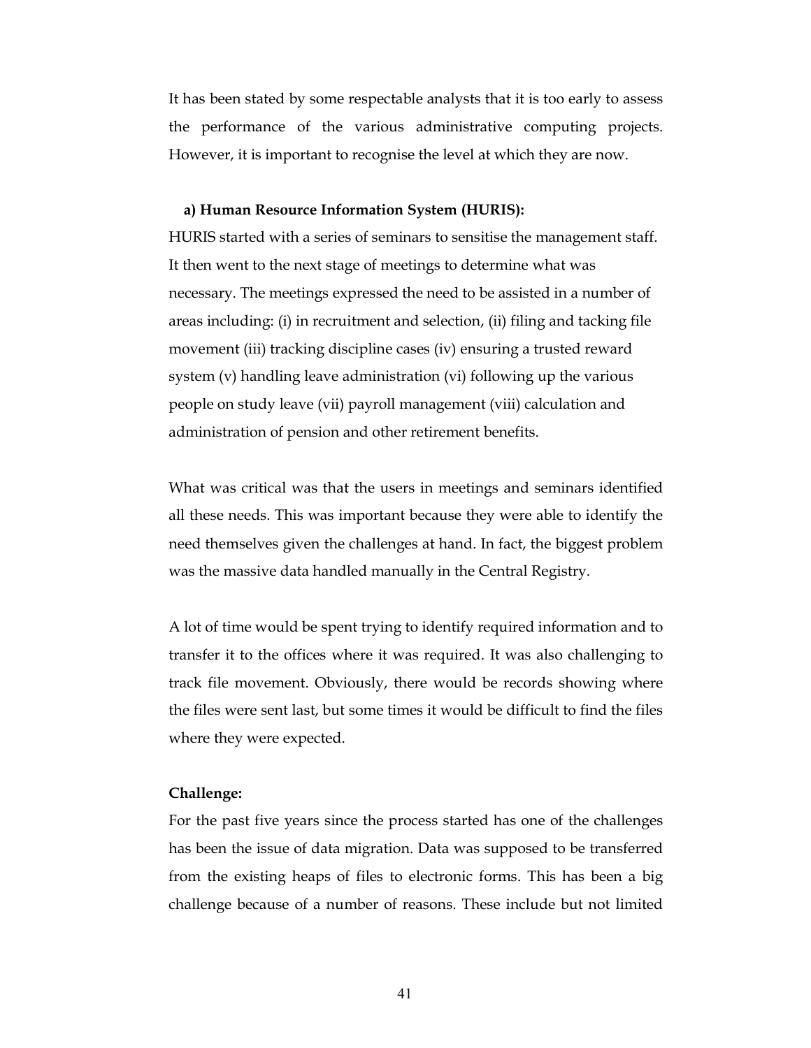It has been stated by some respectable analysts that it is too early to assess the performance of the various administrative computing projects. However, it is important to recognise the level at which they are now.

**a) Human Resource Information System (HURIS):**

HURIS started with a series of seminars to sensitise the management staff. It then went to the next stage of meetings to determine what was necessary. The meetings expressed the need to be assisted in a number of areas including: (i) in recruitment and selection, (ii) filing and tacking file movement (iii) tracking discipline cases (iv) ensuring a trusted reward system (v) handling leave administration (vi) following up the various people on study leave (vii) payroll management (viii) calculation and administration of pension and other retirement benefits.

What was critical was that the users in meetings and seminars identified all these needs. This was important because they were able to identify the need themselves given the challenges at hand. In fact, the biggest problem was the massive data handled manually in the Central Registry.

A lot of time would be spent trying to identify required information and to transfer it to the offices where it was required. It was also challenging to track file movement. Obviously, there would be records showing where the files were sent last, but some times it would be difficult to find the files where they were expected.

**Challenge:**

For the past five years since the process started has one of the challenges has been the issue of data migration. Data was supposed to be transferred from the existing heaps of files to electronic forms. This has been a big challenge because of a number of reasons. These include but not limited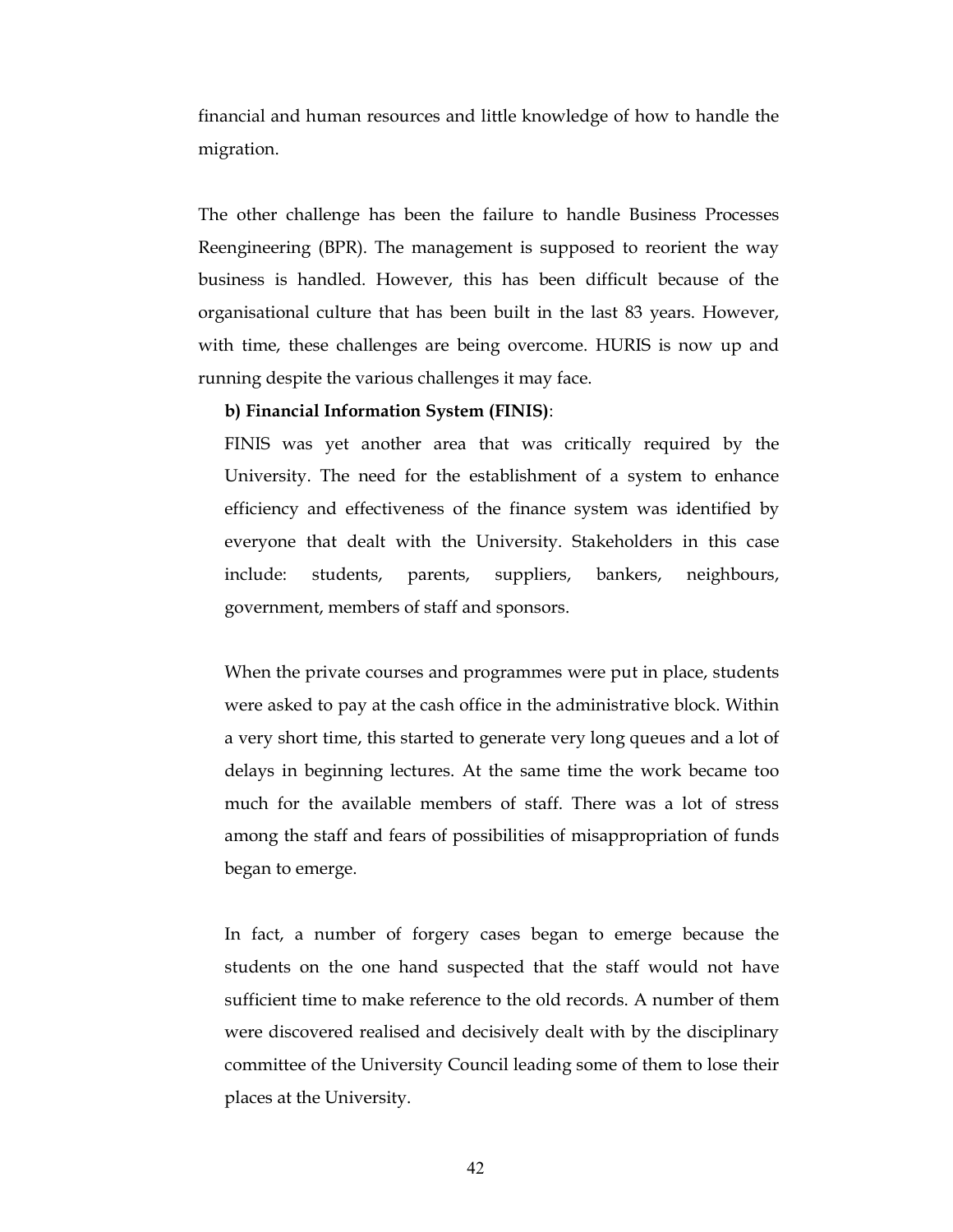financial and human resources and little knowledge of how to handle the migration.

The other challenge has been the failure to handle Business Processes Reengineering (BPR). The management is supposed to reorient the way business is handled. However, this has been difficult because of the organisational culture that has been built in the last 83 years. However, with time, these challenges are being overcome. HURIS is now up and running despite the various challenges it may face.

**b) Financial Information System (FINIS)**:

FINIS was yet another area that was critically required by the University. The need for the establishment of a system to enhance efficiency and effectiveness of the finance system was identified by everyone that dealt with the University. Stakeholders in this case include: students, parents, suppliers, bankers, neighbours, government, members of staff and sponsors.

When the private courses and programmes were put in place, students were asked to pay at the cash office in the administrative block. Within a very short time, this started to generate very long queues and a lot of delays in beginning lectures. At the same time the work became too much for the available members of staff. There was a lot of stress among the staff and fears of possibilities of misappropriation of funds began to emerge.

In fact, a number of forgery cases began to emerge because the students on the one hand suspected that the staff would not have sufficient time to make reference to the old records. A number of them were discovered realised and decisively dealt with by the disciplinary committee of the University Council leading some of them to lose their places at the University.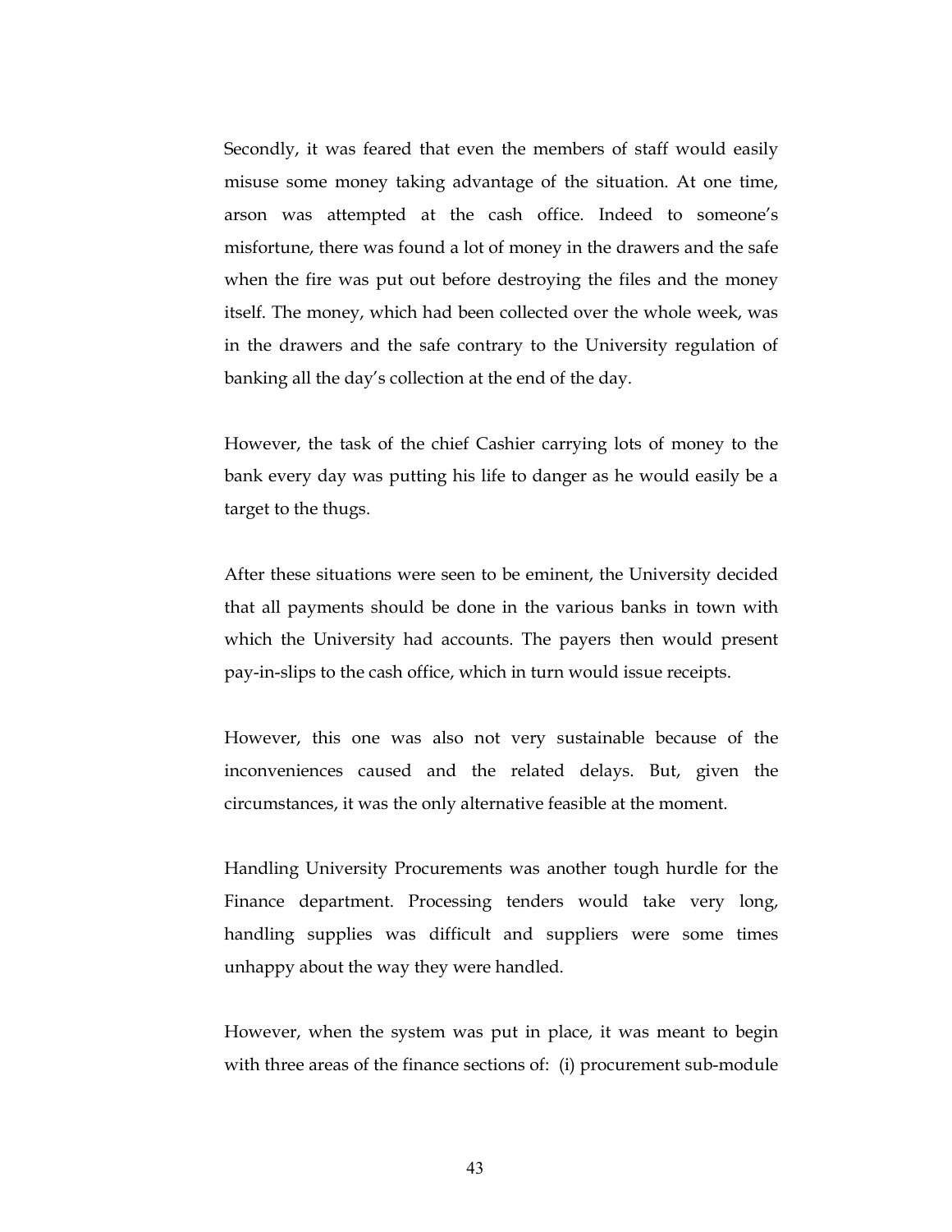Secondly, it was feared that even the members of staff would easily misuse some money taking advantage of the situation. At one time, arson was attempted at the cash office. Indeed to someone's misfortune, there was found a lot of money in the drawers and the safe when the fire was put out before destroying the files and the money itself. The money, which had been collected over the whole week, was in the drawers and the safe contrary to the University regulation of banking all the day's collection at the end of the day.

However, the task of the chief Cashier carrying lots of money to the bank every day was putting his life to danger as he would easily be a target to the thugs.

After these situations were seen to be eminent, the University decided that all payments should be done in the various banks in town with which the University had accounts. The payers then would present pay-in-slips to the cash office, which in turn would issue receipts.

However, this one was also not very sustainable because of the inconveniences caused and the related delays. But, given the circumstances, it was the only alternative feasible at the moment.

Handling University Procurements was another tough hurdle for the Finance department. Processing tenders would take very long, handling supplies was difficult and suppliers were some times unhappy about the way they were handled.

However, when the system was put in place, it was meant to begin with three areas of the finance sections of: (i) procurement sub-module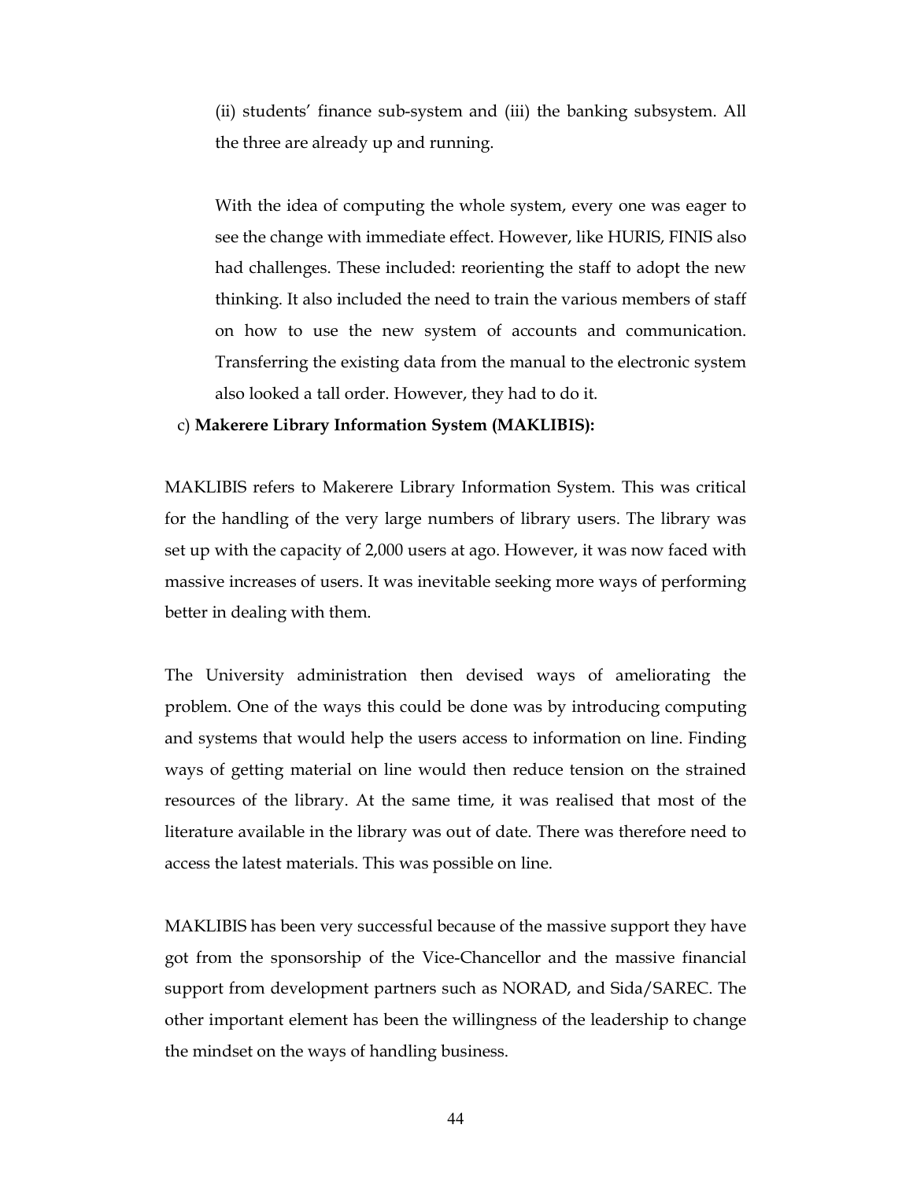(ii) students' finance sub-system and (iii) the banking subsystem. All the three are already up and running.

With the idea of computing the whole system, every one was eager to see the change with immediate effect. However, like HURIS, FINIS also had challenges. These included: reorienting the staff to adopt the new thinking. It also included the need to train the various members of staff on how to use the new system of accounts and communication. Transferring the existing data from the manual to the electronic system also looked a tall order. However, they had to do it.

c) **Makerere Library Information System (MAKLIBIS):**

MAKLIBIS refers to Makerere Library Information System. This was critical for the handling of the very large numbers of library users. The library was set up with the capacity of 2,000 users at ago. However, it was now faced with massive increases of users. It was inevitable seeking more ways of performing better in dealing with them.

The University administration then devised ways of ameliorating the problem. One of the ways this could be done was by introducing computing and systems that would help the users access to information on line. Finding ways of getting material on line would then reduce tension on the strained resources of the library. At the same time, it was realised that most of the literature available in the library was out of date. There was therefore need to access the latest materials. This was possible on line.

MAKLIBIS has been very successful because of the massive support they have got from the sponsorship of the Vice-Chancellor and the massive financial support from development partners such as NORAD, and Sida/SAREC. The other important element has been the willingness of the leadership to change the mindset on the ways of handling business.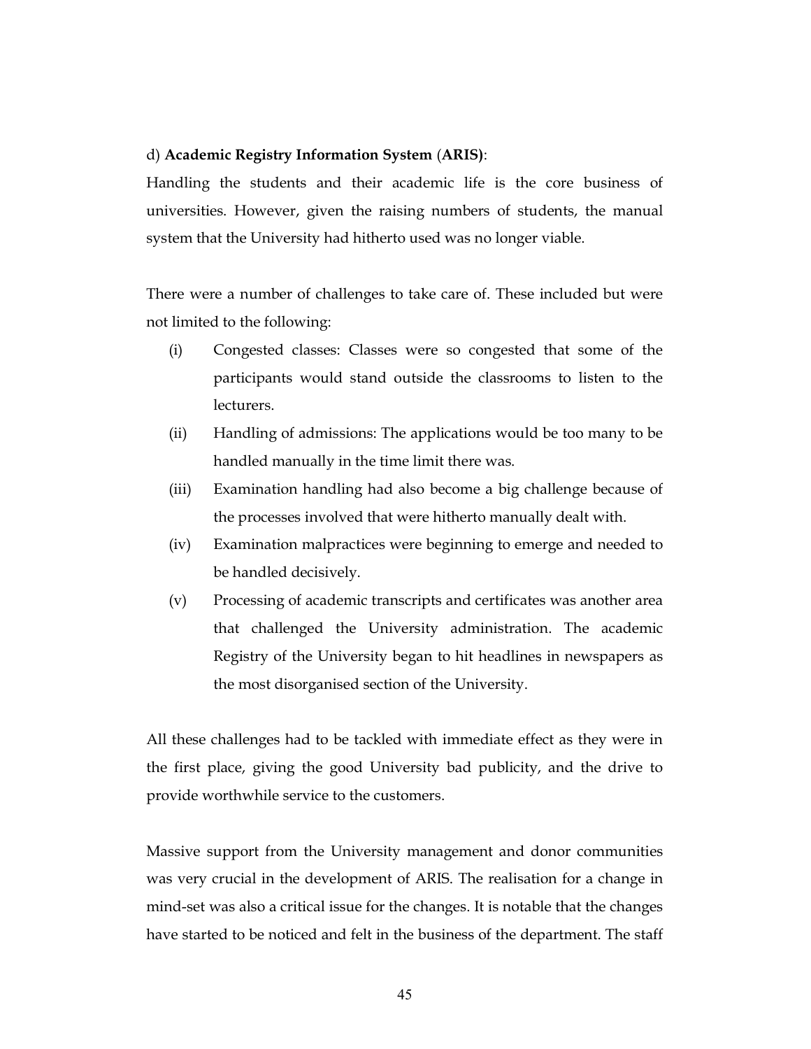d) **Academic Registry Information System** (**ARIS)**:

Handling the students and their academic life is the core business of universities. However, given the raising numbers of students, the manual system that the University had hitherto used was no longer viable.

There were a number of challenges to take care of. These included but were not limited to the following:

(i) Congested classes: Classes were so congested that some of the participants would stand outside the classrooms to listen to the lecturers.

(ii) Handling of admissions: The applications would be too many to be handled manually in the time limit there was.

(iii) Examination handling had also become a big challenge because of the processes involved that were hitherto manually dealt with.

(iv) Examination malpractices were beginning to emerge and needed to be handled decisively.

(v) Processing of academic transcripts and certificates was another area that challenged the University administration. The academic Registry of the University began to hit headlines in newspapers as the most disorganised section of the University.

All these challenges had to be tackled with immediate effect as they were in the first place, giving the good University bad publicity, and the drive to provide worthwhile service to the customers.

Massive support from the University management and donor communities was very crucial in the development of ARIS. The realisation for a change in mind-set was also a critical issue for the changes. It is notable that the changes have started to be noticed and felt in the business of the department. The staff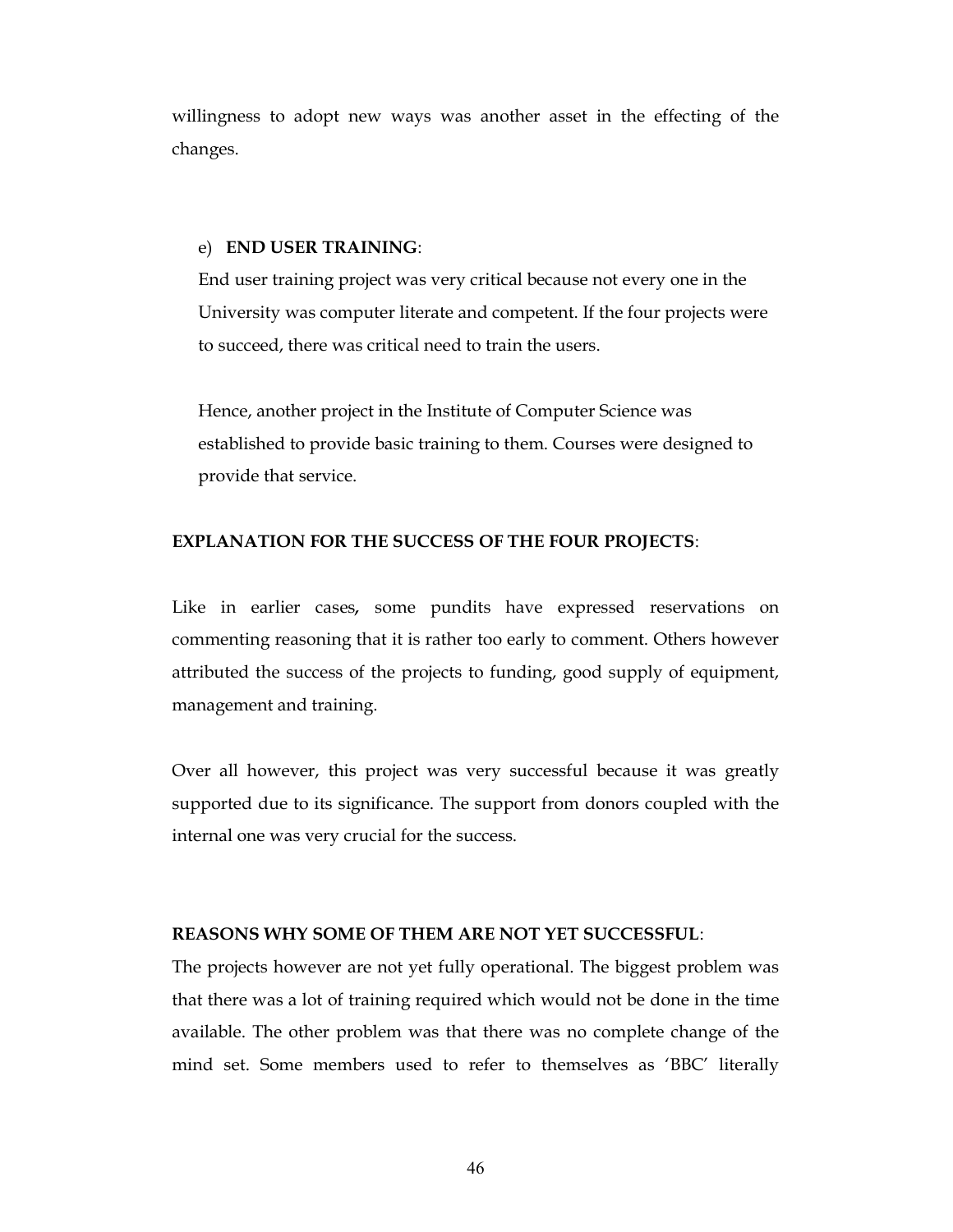willingness to adopt new ways was another asset in the effecting of the changes.

e) **END USER TRAINING**:

End user training project was very critical because not every one in the University was computer literate and competent. If the four projects were to succeed, there was critical need to train the users.

Hence, another project in the Institute of Computer Science was established to provide basic training to them. Courses were designed to provide that service.

**EXPLANATION FOR THE SUCCESS OF THE FOUR PROJECTS**:

Like in earlier cases, some pundits have expressed reservations on commenting reasoning that it is rather too early to comment. Others however attributed the success of the projects to funding, good supply of equipment, management and training.

Over all however, this project was very successful because it was greatly supported due to its significance. The support from donors coupled with the internal one was very crucial for the success.

**REASONS WHY SOME OF THEM ARE NOT YET SUCCESSFUL**:

The projects however are not yet fully operational. The biggest problem was that there was a lot of training required which would not be done in the time available. The other problem was that there was no complete change of the mind set. Some members used to refer to themselves as 'BBC' literally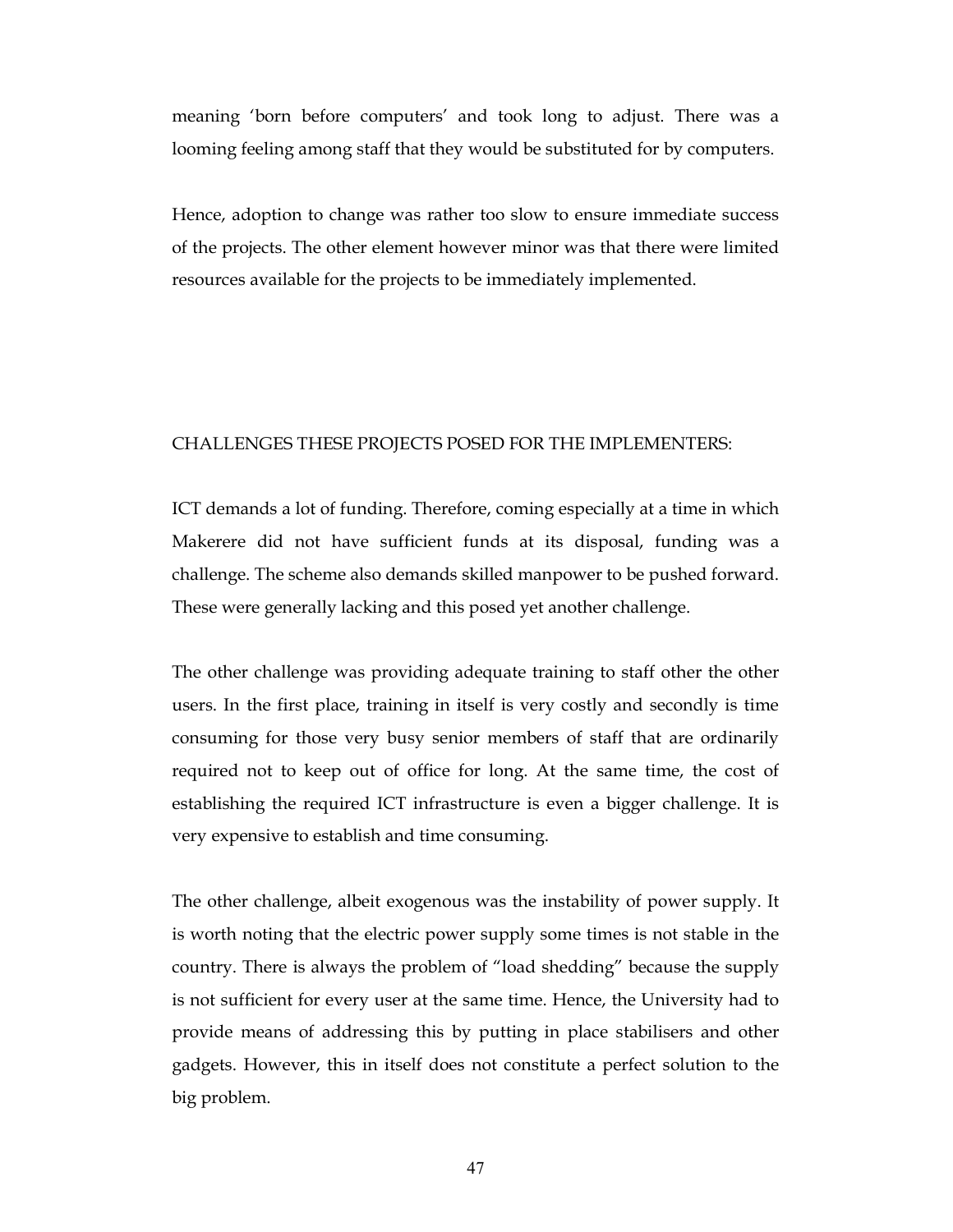meaning 'born before computers' and took long to adjust. There was a looming feeling among staff that they would be substituted for by computers.

Hence, adoption to change was rather too slow to ensure immediate success of the projects. The other element however minor was that there were limited resources available for the projects to be immediately implemented.

CHALLENGES THESE PROJECTS POSED FOR THE IMPLEMENTERS:

ICT demands a lot of funding. Therefore, coming especially at a time in which Makerere did not have sufficient funds at its disposal, funding was a challenge. The scheme also demands skilled manpower to be pushed forward. These were generally lacking and this posed yet another challenge.

The other challenge was providing adequate training to staff other the other users. In the first place, training in itself is very costly and secondly is time consuming for those very busy senior members of staff that are ordinarily required not to keep out of office for long. At the same time, the cost of establishing the required ICT infrastructure is even a bigger challenge. It is very expensive to establish and time consuming.

The other challenge, albeit exogenous was the instability of power supply. It is worth noting that the electric power supply some times is not stable in the country. There is always the problem of "load shedding" because the supply is not sufficient for every user at the same time. Hence, the University had to provide means of addressing this by putting in place stabilisers and other gadgets. However, this in itself does not constitute a perfect solution to the big problem.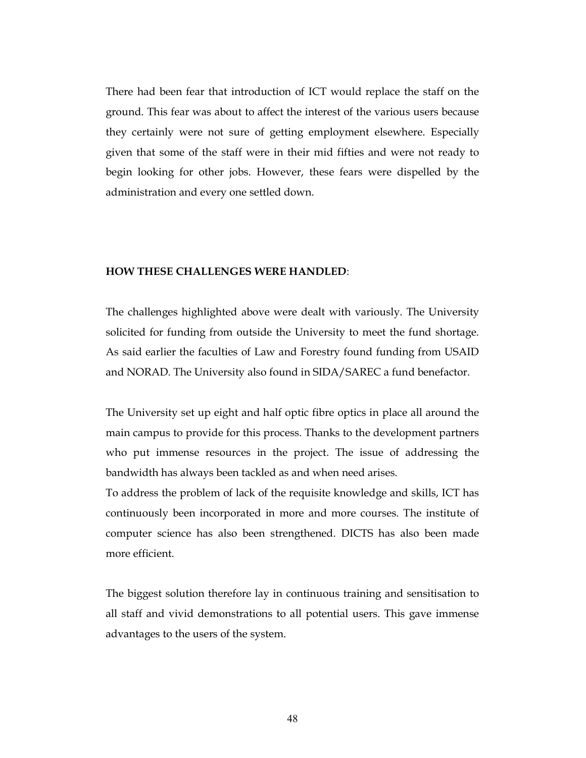There had been fear that introduction of ICT would replace the staff on the ground. This fear was about to affect the interest of the various users because they certainly were not sure of getting employment elsewhere. Especially given that some of the staff were in their mid fifties and were not ready to begin looking for other jobs. However, these fears were dispelled by the administration and every one settled down.

**HOW THESE CHALLENGES WERE HANDLED**:

The challenges highlighted above were dealt with variously. The University solicited for funding from outside the University to meet the fund shortage. As said earlier the faculties of Law and Forestry found funding from USAID and NORAD. The University also found in SIDA/SAREC a fund benefactor.

The University set up eight and half optic fibre optics in place all around the main campus to provide for this process. Thanks to the development partners who put immense resources in the project. The issue of addressing the bandwidth has always been tackled as and when need arises.

To address the problem of lack of the requisite knowledge and skills, ICT has continuously been incorporated in more and more courses. The institute of computer science has also been strengthened. DICTS has also been made more efficient.

The biggest solution therefore lay in continuous training and sensitisation to all staff and vivid demonstrations to all potential users. This gave immense advantages to the users of the system.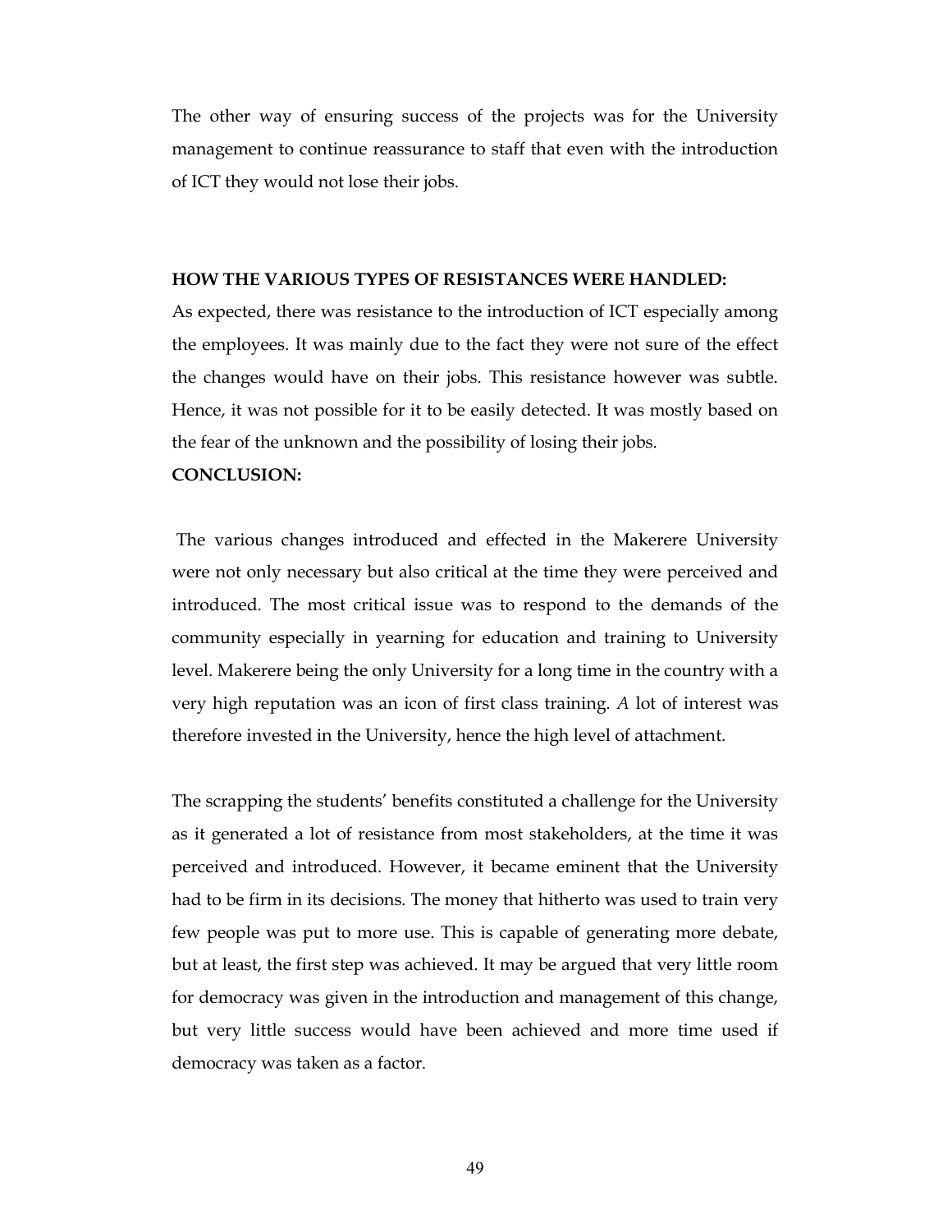The other way of ensuring success of the projects was for the University management to continue reassurance to staff that even with the introduction of ICT they would not lose their jobs.

**HOW THE VARIOUS TYPES OF RESISTANCES WERE HANDLED:**

As expected, there was resistance to the introduction of ICT especially among the employees. It was mainly due to the fact they were not sure of the effect the changes would have on their jobs. This resistance however was subtle. Hence, it was not possible for it to be easily detected. It was mostly based on the fear of the unknown and the possibility of losing their jobs.

**CONCLUSION:**

The various changes introduced and effected in the Makerere University were not only necessary but also critical at the time they were perceived and introduced. The most critical issue was to respond to the demands of the community especially in yearning for education and training to University level. Makerere being the only University for a long time in the country with a very high reputation was an icon of first class training. *A* lot of interest was therefore invested in the University, hence the high level of attachment.

The scrapping the students' benefits constituted a challenge for the University as it generated a lot of resistance from most stakeholders, at the time it was perceived and introduced. However, it became eminent that the University had to be firm in its decisions. The money that hitherto was used to train very few people was put to more use. This is capable of generating more debate, but at least, the first step was achieved. It may be argued that very little room for democracy was given in the introduction and management of this change, but very little success would have been achieved and more time used if democracy was taken as a factor.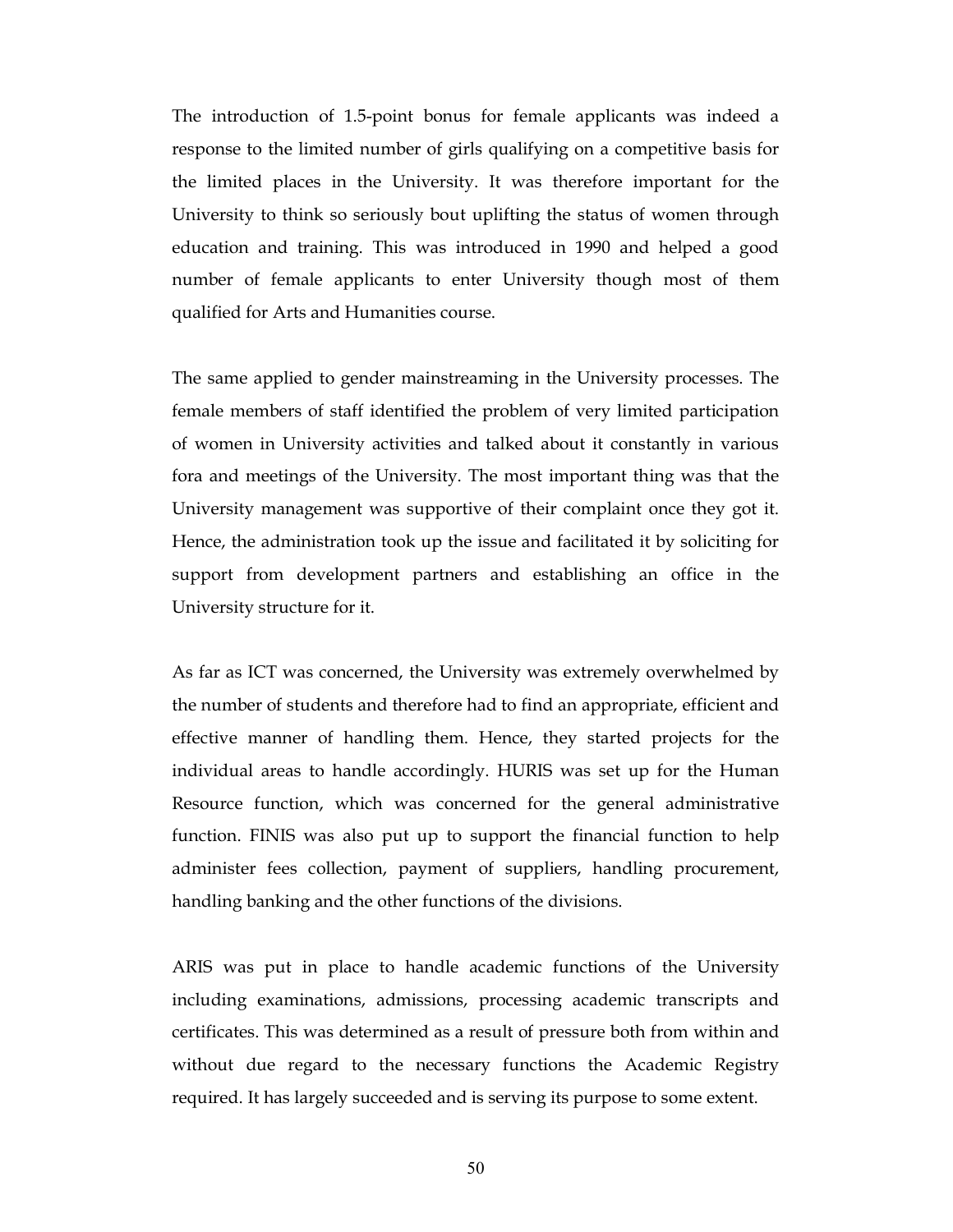The introduction of 1.5-point bonus for female applicants was indeed a response to the limited number of girls qualifying on a competitive basis for the limited places in the University. It was therefore important for the University to think so seriously bout uplifting the status of women through education and training. This was introduced in 1990 and helped a good number of female applicants to enter University though most of them qualified for Arts and Humanities course.

The same applied to gender mainstreaming in the University processes. The female members of staff identified the problem of very limited participation of women in University activities and talked about it constantly in various fora and meetings of the University. The most important thing was that the University management was supportive of their complaint once they got it. Hence, the administration took up the issue and facilitated it by soliciting for support from development partners and establishing an office in the University structure for it.

As far as ICT was concerned, the University was extremely overwhelmed by the number of students and therefore had to find an appropriate, efficient and effective manner of handling them. Hence, they started projects for the individual areas to handle accordingly. HURIS was set up for the Human Resource function, which was concerned for the general administrative function. FINIS was also put up to support the financial function to help administer fees collection, payment of suppliers, handling procurement, handling banking and the other functions of the divisions.

ARIS was put in place to handle academic functions of the University including examinations, admissions, processing academic transcripts and certificates. This was determined as a result of pressure both from within and without due regard to the necessary functions the Academic Registry required. It has largely succeeded and is serving its purpose to some extent.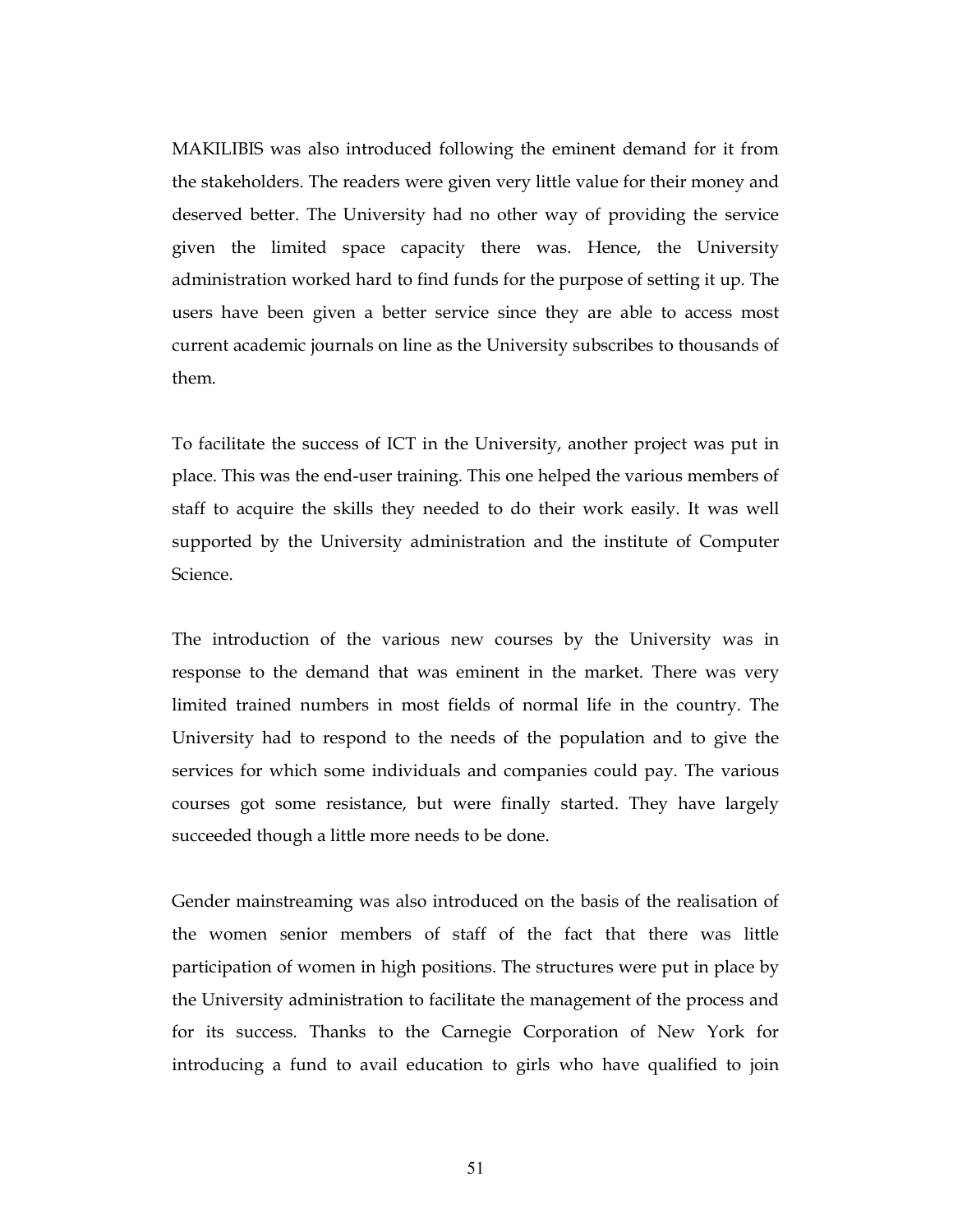MAKILIBIS was also introduced following the eminent demand for it from the stakeholders. The readers were given very little value for their money and deserved better. The University had no other way of providing the service given the limited space capacity there was. Hence, the University administration worked hard to find funds for the purpose of setting it up. The users have been given a better service since they are able to access most current academic journals on line as the University subscribes to thousands of them.

To facilitate the success of ICT in the University, another project was put in place. This was the end-user training. This one helped the various members of staff to acquire the skills they needed to do their work easily. It was well supported by the University administration and the institute of Computer Science.

The introduction of the various new courses by the University was in response to the demand that was eminent in the market. There was very limited trained numbers in most fields of normal life in the country. The University had to respond to the needs of the population and to give the services for which some individuals and companies could pay. The various courses got some resistance, but were finally started. They have largely succeeded though a little more needs to be done.

Gender mainstreaming was also introduced on the basis of the realisation of the women senior members of staff of the fact that there was little participation of women in high positions. The structures were put in place by the University administration to facilitate the management of the process and for its success. Thanks to the Carnegie Corporation of New York for introducing a fund to avail education to girls who have qualified to join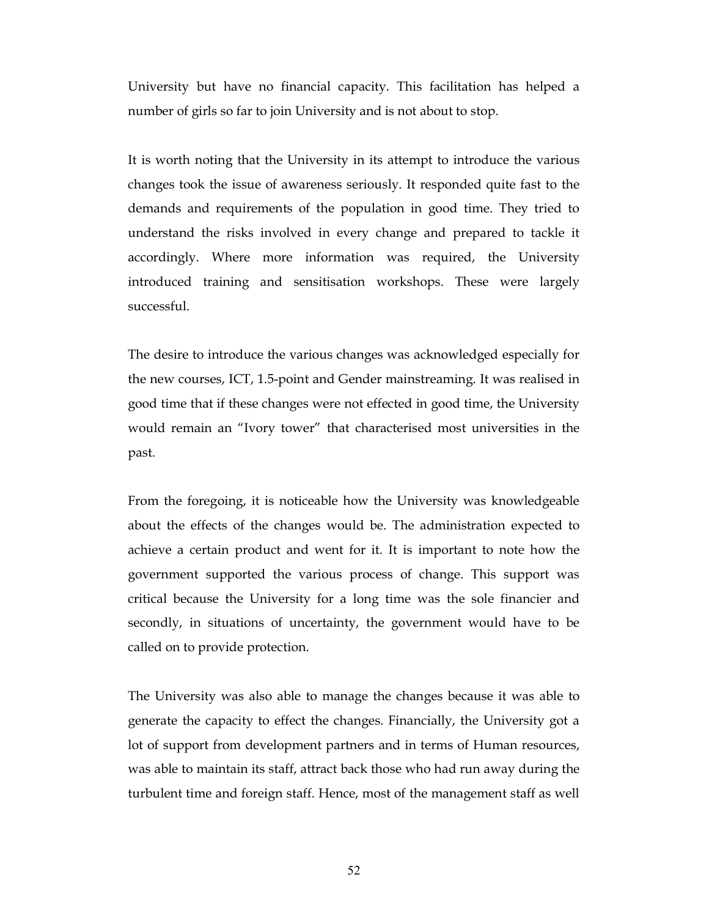University but have no financial capacity. This facilitation has helped a number of girls so far to join University and is not about to stop.

It is worth noting that the University in its attempt to introduce the various changes took the issue of awareness seriously. It responded quite fast to the demands and requirements of the population in good time. They tried to understand the risks involved in every change and prepared to tackle it accordingly. Where more information was required, the University introduced training and sensitisation workshops. These were largely successful.

The desire to introduce the various changes was acknowledged especially for the new courses, ICT, 1.5-point and Gender mainstreaming. It was realised in good time that if these changes were not effected in good time, the University would remain an "Ivory tower" that characterised most universities in the past.

From the foregoing, it is noticeable how the University was knowledgeable about the effects of the changes would be. The administration expected to achieve a certain product and went for it. It is important to note how the government supported the various process of change. This support was critical because the University for a long time was the sole financier and secondly, in situations of uncertainty, the government would have to be called on to provide protection.

The University was also able to manage the changes because it was able to generate the capacity to effect the changes. Financially, the University got a lot of support from development partners and in terms of Human resources, was able to maintain its staff, attract back those who had run away during the turbulent time and foreign staff. Hence, most of the management staff as well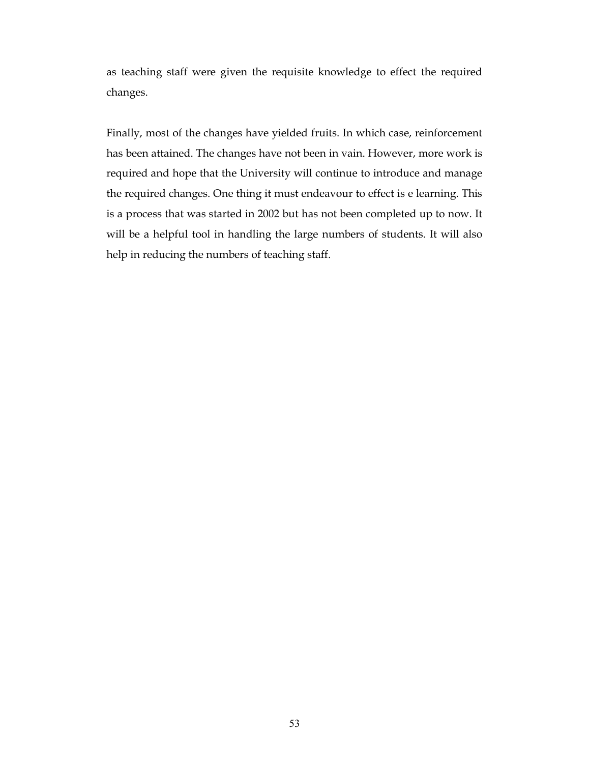as teaching staff were given the requisite knowledge to effect the required changes.

Finally, most of the changes have yielded fruits. In which case, reinforcement has been attained. The changes have not been in vain. However, more work is required and hope that the University will continue to introduce and manage the required changes. One thing it must endeavour to effect is e learning. This is a process that was started in 2002 but has not been completed up to now. It will be a helpful tool in handling the large numbers of students. It will also help in reducing the numbers of teaching staff.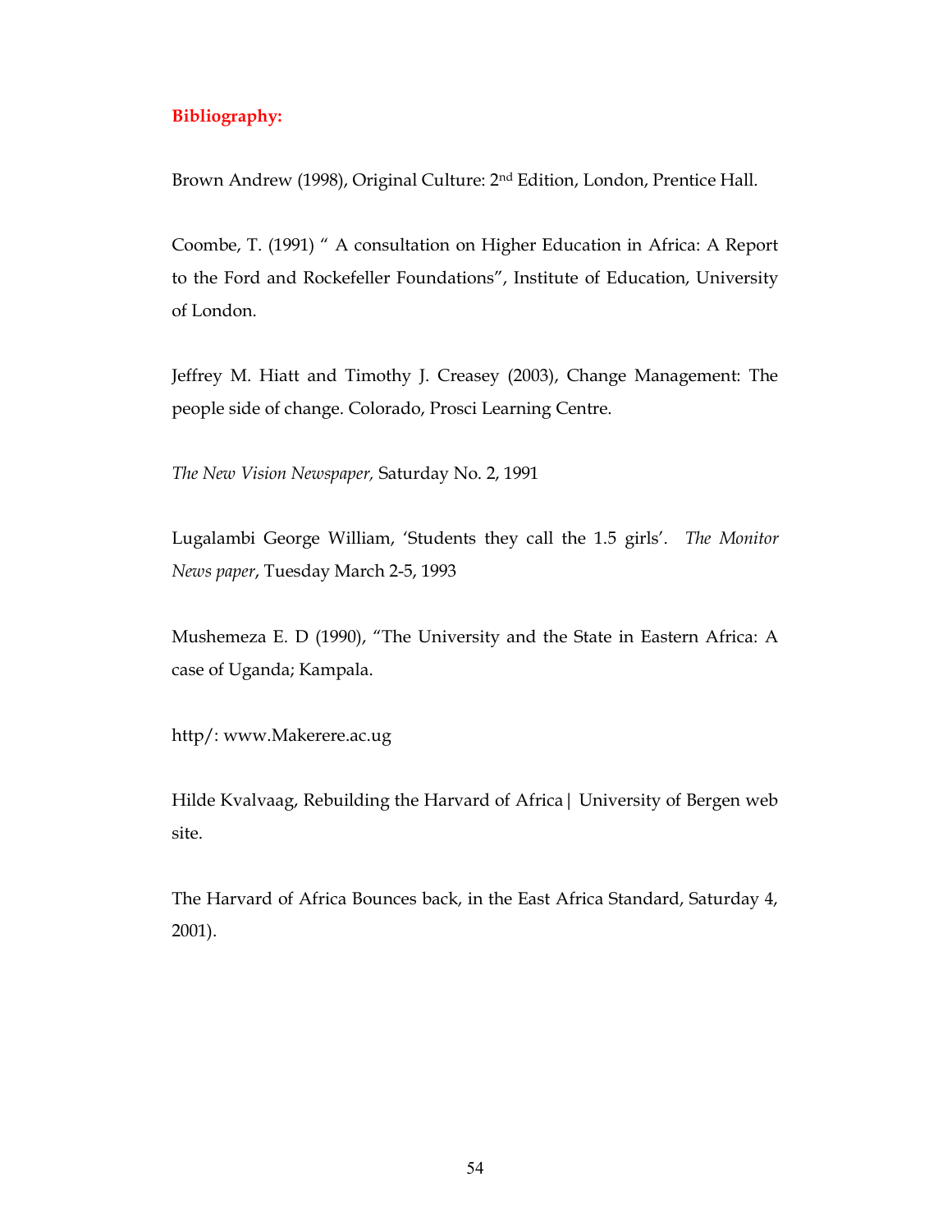**Bibliography:**

Brown Andrew (1998), Original Culture: 2nd Edition, London, Prentice Hall.

Coombe, T. (1991) " A consultation on Higher Education in Africa: A Report to the Ford and Rockefeller Foundations", Institute of Education, University of London.

Jeffrey M. Hiatt and Timothy J. Creasey (2003), Change Management: The people side of change. Colorado, Prosci Learning Centre.

*The New Vision Newspaper,* Saturday No. 2, 1991

Lugalambi George William, 'Students they call the 1.5 girls'. *The Monitor News paper*, Tuesday March 2-5, 1993

Mushemeza E. D (1990), "The University and the State in Eastern Africa: A case of Uganda; Kampala.

http/: www.Makerere.ac.ug

Hilde Kvalvaag, Rebuilding the Harvard of Africa | University of Bergen web site.

The Harvard of Africa Bounces back, in the East Africa Standard, Saturday 4, 2001).